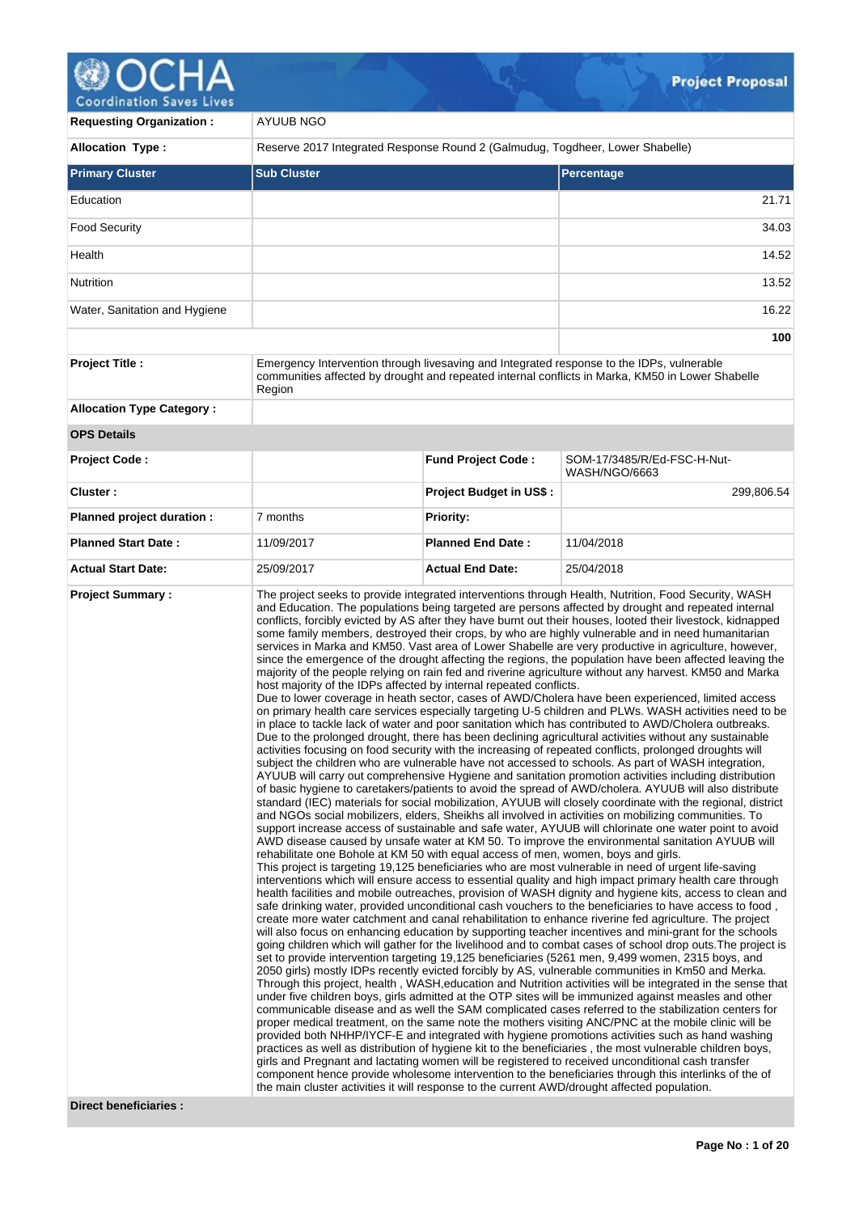# Project Proposal

| | |
|---|---|
| **Requesting Organization :** | AYUUB NGO |
| **Allocation Type :** | Reserve 2017 Integrated Response Round 2 (Galmudug, Togdheer, Lower Shabelle) |

| Primary Cluster | Sub Cluster | Percentage |
|---|---|---|
| Education | | 21.71 |
| Food Security | | 34.03 |
| Health | | 14.52 |
| Nutrition | | 13.52 |
| Water, Sanitation and Hygiene | | 16.22 |
| | | **100** |

| | |
|---|---|
| **Project Title :** | Emergency Intervention through livesaving and Integrated response to the IDPs, vulnerable communities affected by drought and repeated internal conflicts in Marka, KM50 in Lower Shabelle Region |
| **Allocation Type Category :** | |

**OPS Details**

| | | | |
|---|---|---|---|
| **Project Code :** | | **Fund Project Code :** | SOM-17/3485/R/Ed-FSC-H-Nut-WASH/NGO/6663 |
| **Cluster :** | | **Project Budget in US$ :** | 299,806.54 |
| **Planned project duration :** | 7 months | **Priority:** | |
| **Planned Start Date :** | 11/09/2017 | **Planned End Date :** | 11/04/2018 |
| **Actual Start Date:** | 25/09/2017 | **Actual End Date:** | 25/04/2018 |

**Project Summary :**

The project seeks to provide integrated interventions through Health, Nutrition, Food Security, WASH and Education. The populations being targeted are persons affected by drought and repeated internal conflicts, forcibly evicted by AS after they have burnt out their houses, looted their livestock, kidnapped some family members, destroyed their crops, by who are highly vulnerable and in need humanitarian services in Marka and KM50. Vast area of Lower Shabelle are very productive in agriculture, however, since the emergence of the drought affecting the regions, the population have been affected leaving the majority of the people relying on rain fed and riverine agriculture without any harvest. KM50 and Marka host majority of the IDPs affected by internal repeated conflicts.
Due to lower coverage in heath sector, cases of AWD/Cholera have been experienced, limited access on primary health care services especially targeting U-5 children and PLWs. WASH activities need to be in place to tackle lack of water and poor sanitation which has contributed to AWD/Cholera outbreaks. Due to the prolonged drought, there has been declining agricultural activities without any sustainable activities focusing on food security with the increasing of repeated conflicts, prolonged droughts will subject the children who are vulnerable have not accessed to schools. As part of WASH integration, AYUUB will carry out comprehensive Hygiene and sanitation promotion activities including distribution of basic hygiene to caretakers/patients to avoid the spread of AWD/cholera. AYUUB will also distribute standard (IEC) materials for social mobilization, AYUUB will closely coordinate with the regional, district and NGOs social mobilizers, elders, Sheikhs all involved in activities on mobilizing communities. To support increase access of sustainable and safe water, AYUUB will chlorinate one water point to avoid AWD disease caused by unsafe water at KM 50. To improve the environmental sanitation AYUUB will rehabilitate one Bohole at KM 50 with equal access of men, women, boys and girls.
This project is targeting 19,125 beneficiaries who are most vulnerable in need of urgent life-saving interventions which will ensure access to essential quality and high impact primary health care through health facilities and mobile outreaches, provision of WASH dignity and hygiene kits, access to clean and safe drinking water, provided unconditional cash vouchers to the beneficiaries to have access to food , create more water catchment and canal rehabilitation to enhance riverine fed agriculture. The project will also focus on enhancing education by supporting teacher incentives and mini-grant for the schools going children which will gather for the livelihood and to combat cases of school drop outs.The project is set to provide intervention targeting 19,125 beneficiaries (5261 men, 9,499 women, 2315 boys, and 2050 girls) mostly IDPs recently evicted forcibly by AS, vulnerable communities in Km50 and Merka. Through this project, health , WASH,education and Nutrition activities will be integrated in the sense that under five children boys, girls admitted at the OTP sites will be immunized against measles and other communicable disease and as well the SAM complicated cases referred to the stabilization centers for proper medical treatment, on the same note the mothers visiting ANC/PNC at the mobile clinic will be provided both NHHP/IYCF-E and integrated with hygiene promotions activities such as hand washing practices as well as distribution of hygiene kit to the beneficiaries , the most vulnerable children boys, girls and Pregnant and lactating women will be registered to received unconditional cash transfer component hence provide wholesome intervention to the beneficiaries through this interlinks of the of the main cluster activities it will response to the current AWD/drought affected population.

**Direct beneficiaries :**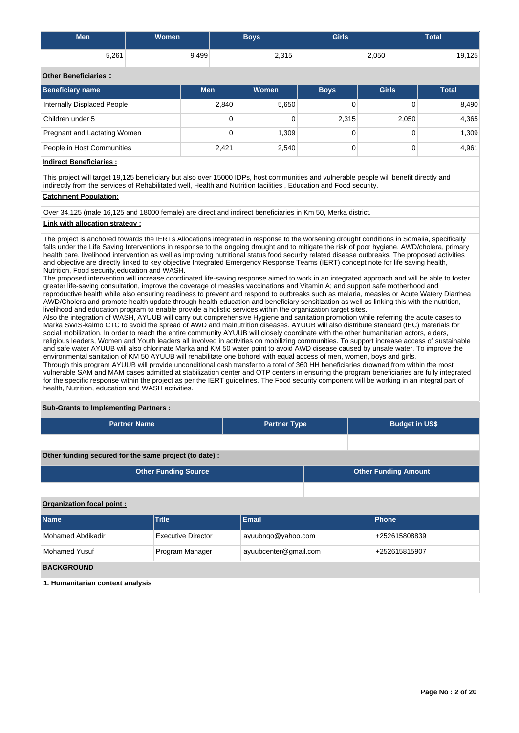| Men | Women | Boys | Girls | Total |
|---|---|---|---|---|
| 5,261 | 9,499 | 2,315 | 2,050 | 19,125 |

**Other Beneficiaries :**

| Beneficiary name | Men | Women | Boys | Girls | Total |
|---|---|---|---|---|---|
| Internally Displaced People | 2,840 | 5,650 | 0 | 0 | 8,490 |
| Children under 5 | 0 | 0 | 2,315 | 2,050 | 4,365 |
| Pregnant and Lactating Women | 0 | 1,309 | 0 | 0 | 1,309 |
| People in Host Communities | 2,421 | 2,540 | 0 | 0 | 4,961 |

**Indirect Beneficiaries :**

This project will target 19,125 beneficiary but also over 15000 IDPs, host communities and vulnerable people will benefit directly and indirectly from the services of Rehabilitated well, Health and Nutrition facilities , Education and Food security.

**Catchment Population:**

Over 34,125 (male 16,125 and 18000 female) are direct and indirect beneficiaries in Km 50, Merka district.

**Link with allocation strategy :**

The project is anchored towards the IERTs Allocations integrated in response to the worsening drought conditions in Somalia, specifically falls under the Life Saving Interventions in response to the ongoing drought and to mitigate the risk of poor hygiene, AWD/cholera, primary health care, livelihood intervention as well as improving nutritional status food security related disease outbreaks. The proposed activities and objective are directly linked to key objective Integrated Emergency Response Teams (IERT) concept note for life saving health, Nutrition, Food security,education and WASH.
The proposed intervention will increase coordinated life-saving response aimed to work in an integrated approach and will be able to foster greater life-saving consultation, improve the coverage of measles vaccinations and Vitamin A; and support safe motherhood and reproductive health while also ensuring readiness to prevent and respond to outbreaks such as malaria, measles or Acute Watery Diarrhea AWD/Cholera and promote health update through health education and beneficiary sensitization as well as linking this with the nutrition, livelihood and education program to enable provide a holistic services within the organization target sites.
Also the integration of WASH, AYUUB will carry out comprehensive Hygiene and sanitation promotion while referring the acute cases to Marka SWIS-kalmo CTC to avoid the spread of AWD and malnutrition diseases. AYUUB will also distribute standard (IEC) materials for social mobilization. In order to reach the entire community AYUUB will closely coordinate with the other humanitarian actors, elders, religious leaders, Women and Youth leaders all involved in activities on mobilizing communities. To support increase access of sustainable and safe water AYUUB will also chlorinate Marka and KM 50 water point to avoid AWD disease caused by unsafe water. To improve the environmental sanitation of KM 50 AYUUB will rehabilitate one bohorel with equal access of men, women, boys and girls.
Through this program AYUUB will provide unconditional cash transfer to a total of 360 HH beneficiaries drowned from within the most vulnerable SAM and MAM cases admitted at stabilization center and OTP centers in ensuring the program beneficiaries are fully integrated for the specific response within the project as per the IERT guidelines. The Food security component will be working in an integral part of health, Nutrition, education and WASH activities.

**Sub-Grants to Implementing Partners :**

| Partner Name | Partner Type | Budget in US$ |
|---|---|---|
| | | |

**Other funding secured for the same project (to date) :**

| Other Funding Source | Other Funding Amount |
|---|---|
| | |

**Organization focal point :**

| Name | Title | Email | Phone |
|---|---|---|---|
| Mohamed Abdikadir | Executive Director | ayuubngo@yahoo.com | +252615808839 |
| Mohamed Yusuf | Program Manager | ayuubcenter@gmail.com | +252615815907 |

**BACKGROUND**

**1. Humanitarian context analysis**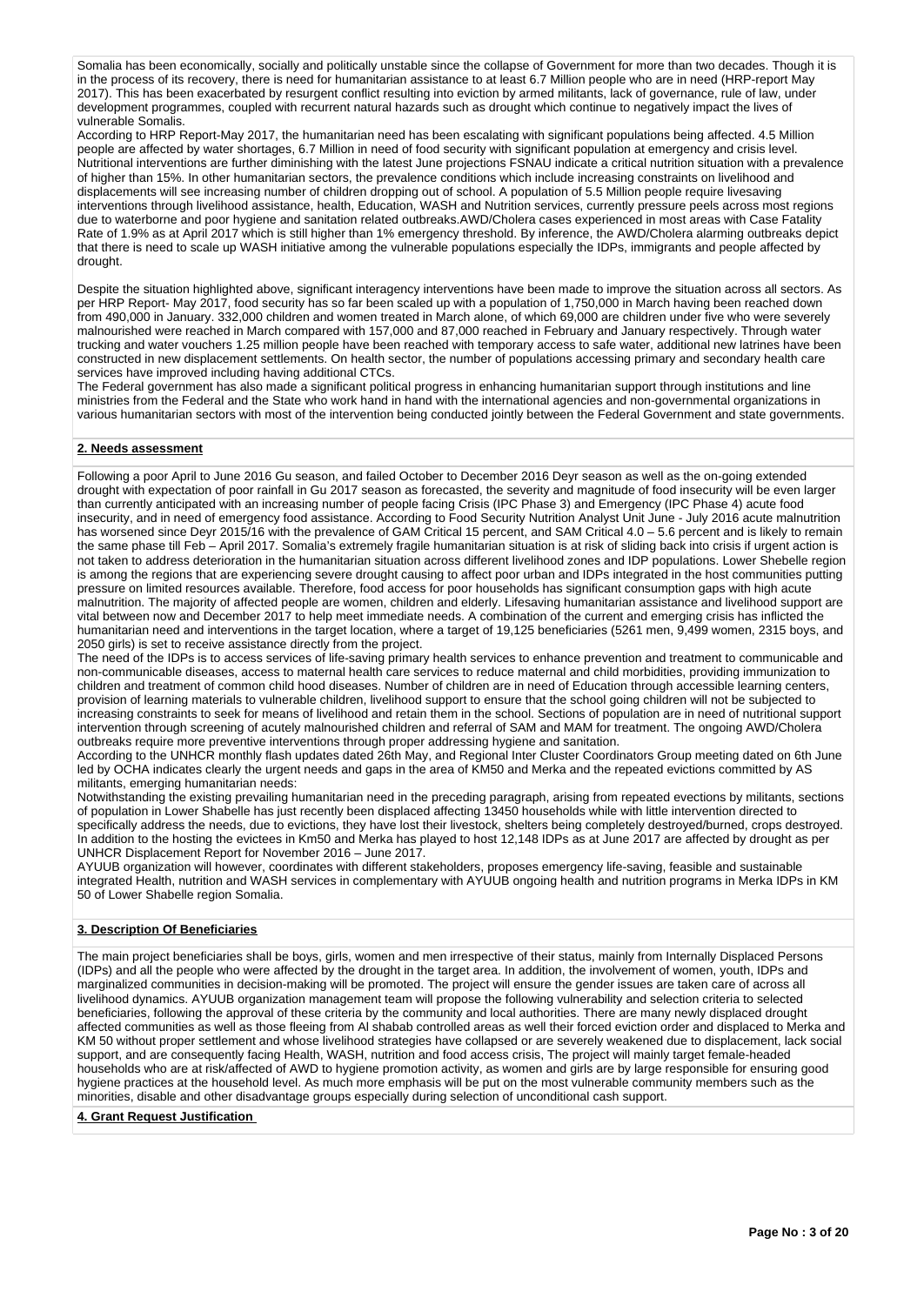Somalia has been economically, socially and politically unstable since the collapse of Government for more than two decades. Though it is in the process of its recovery, there is need for humanitarian assistance to at least 6.7 Million people who are in need (HRP-report May 2017). This has been exacerbated by resurgent conflict resulting into eviction by armed militants, lack of governance, rule of law, under development programmes, coupled with recurrent natural hazards such as drought which continue to negatively impact the lives of vulnerable Somalis.
According to HRP Report-May 2017, the humanitarian need has been escalating with significant populations being affected. 4.5 Million people are affected by water shortages, 6.7 Million in need of food security with significant population at emergency and crisis level. Nutritional interventions are further diminishing with the latest June projections FSNAU indicate a critical nutrition situation with a prevalence of higher than 15%. In other humanitarian sectors, the prevalence conditions which include increasing constraints on livelihood and displacements will see increasing number of children dropping out of school. A population of 5.5 Million people require livesaving interventions through livelihood assistance, health, Education, WASH and Nutrition services, currently pressure peels across most regions due to waterborne and poor hygiene and sanitation related outbreaks.AWD/Cholera cases experienced in most areas with Case Fatality Rate of 1.9% as at April 2017 which is still higher than 1% emergency threshold. By inference, the AWD/Cholera alarming outbreaks depict that there is need to scale up WASH initiative among the vulnerable populations especially the IDPs, immigrants and people affected by drought.

Despite the situation highlighted above, significant interagency interventions have been made to improve the situation across all sectors. As per HRP Report- May 2017, food security has so far been scaled up with a population of 1,750,000 in March having been reached down from 490,000 in January. 332,000 children and women treated in March alone, of which 69,000 are children under five who were severely malnourished were reached in March compared with 157,000 and 87,000 reached in February and January respectively. Through water trucking and water vouchers 1.25 million people have been reached with temporary access to safe water, additional new latrines have been constructed in new displacement settlements. On health sector, the number of populations accessing primary and secondary health care services have improved including having additional CTCs.
The Federal government has also made a significant political progress in enhancing humanitarian support through institutions and line ministries from the Federal and the State who work hand in hand with the international agencies and non-governmental organizations in various humanitarian sectors with most of the intervention being conducted jointly between the Federal Government and state governments.

## 2. Needs assessment

Following a poor April to June 2016 Gu season, and failed October to December 2016 Deyr season as well as the on-going extended drought with expectation of poor rainfall in Gu 2017 season as forecasted, the severity and magnitude of food insecurity will be even larger than currently anticipated with an increasing number of people facing Crisis (IPC Phase 3) and Emergency (IPC Phase 4) acute food insecurity, and in need of emergency food assistance. According to Food Security Nutrition Analyst Unit June - July 2016 acute malnutrition has worsened since Deyr 2015/16 with the prevalence of GAM Critical 15 percent, and SAM Critical 4.0 – 5.6 percent and is likely to remain the same phase till Feb – April 2017. Somalia's extremely fragile humanitarian situation is at risk of sliding back into crisis if urgent action is not taken to address deterioration in the humanitarian situation across different livelihood zones and IDP populations. Lower Shebelle region is among the regions that are experiencing severe drought causing to affect poor urban and IDPs integrated in the host communities putting pressure on limited resources available. Therefore, food access for poor households has significant consumption gaps with high acute malnutrition. The majority of affected people are women, children and elderly. Lifesaving humanitarian assistance and livelihood support are vital between now and December 2017 to help meet immediate needs. A combination of the current and emerging crisis has inflicted the humanitarian need and interventions in the target location, where a target of 19,125 beneficiaries (5261 men, 9,499 women, 2315 boys, and 2050 girls) is set to receive assistance directly from the project.
The need of the IDPs is to access services of life-saving primary health services to enhance prevention and treatment to communicable and non-communicable diseases, access to maternal health care services to reduce maternal and child morbidities, providing immunization to children and treatment of common child hood diseases. Number of children are in need of Education through accessible learning centers, provision of learning materials to vulnerable children, livelihood support to ensure that the school going children will not be subjected to increasing constraints to seek for means of livelihood and retain them in the school. Sections of population are in need of nutritional support intervention through screening of acutely malnourished children and referral of SAM and MAM for treatment. The ongoing AWD/Cholera outbreaks require more preventive interventions through proper addressing hygiene and sanitation.
According to the UNHCR monthly flash updates dated 26th May, and Regional Inter Cluster Coordinators Group meeting dated on 6th June led by OCHA indicates clearly the urgent needs and gaps in the area of KM50 and Merka and the repeated evictions committed by AS militants, emerging humanitarian needs:
Notwithstanding the existing prevailing humanitarian need in the preceding paragraph, arising from repeated evections by militants, sections of population in Lower Shabelle has just recently been displaced affecting 13450 households while with little intervention directed to specifically address the needs, due to evictions, they have lost their livestock, shelters being completely destroyed/burned, crops destroyed. In addition to the hosting the evictees in Km50 and Merka has played to host 12,148 IDPs as at June 2017 are affected by drought as per UNHCR Displacement Report for November 2016 – June 2017.
AYUUB organization will however, coordinates with different stakeholders, proposes emergency life-saving, feasible and sustainable integrated Health, nutrition and WASH services in complementary with AYUUB ongoing health and nutrition programs in Merka IDPs in KM 50 of Lower Shabelle region Somalia.

## 3. Description Of Beneficiaries

The main project beneficiaries shall be boys, girls, women and men irrespective of their status, mainly from Internally Displaced Persons (IDPs) and all the people who were affected by the drought in the target area. In addition, the involvement of women, youth, IDPs and marginalized communities in decision-making will be promoted. The project will ensure the gender issues are taken care of across all livelihood dynamics. AYUUB organization management team will propose the following vulnerability and selection criteria to selected beneficiaries, following the approval of these criteria by the community and local authorities. There are many newly displaced drought affected communities as well as those fleeing from Al shabab controlled areas as well their forced eviction order and displaced to Merka and KM 50 without proper settlement and whose livelihood strategies have collapsed or are severely weakened due to displacement, lack social support, and are consequently facing Health, WASH, nutrition and food access crisis, The project will mainly target female-headed households who are at risk/affected of AWD to hygiene promotion activity, as women and girls are by large responsible for ensuring good hygiene practices at the household level. As much more emphasis will be put on the most vulnerable community members such as the minorities, disable and other disadvantage groups especially during selection of unconditional cash support.

## 4. Grant Request Justification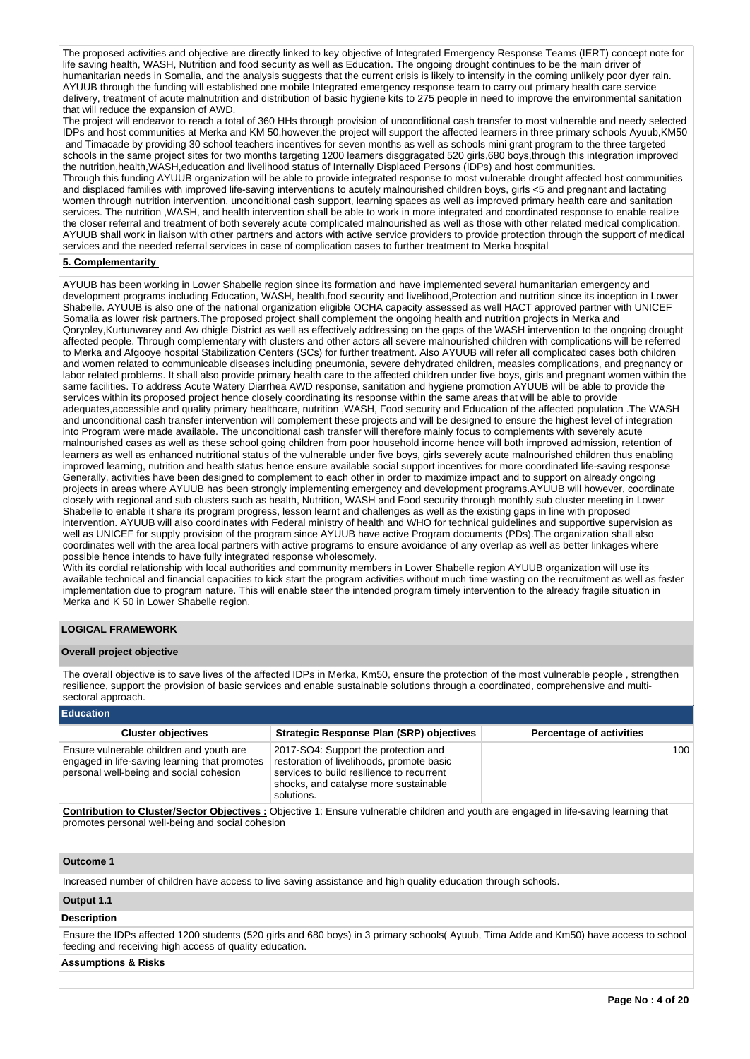The proposed activities and objective are directly linked to key objective of Integrated Emergency Response Teams (IERT) concept note for life saving health, WASH, Nutrition and food security as well as Education. The ongoing drought continues to be the main driver of humanitarian needs in Somalia, and the analysis suggests that the current crisis is likely to intensify in the coming unlikely poor dyer rain. AYUUB through the funding will established one mobile Integrated emergency response team to carry out primary health care service delivery, treatment of acute malnutrition and distribution of basic hygiene kits to 275 people in need to improve the environmental sanitation that will reduce the expansion of AWD.

The project will endeavor to reach a total of 360 HHs through provision of unconditional cash transfer to most vulnerable and needy selected IDPs and host communities at Merka and KM 50,however,the project will support the affected learners in three primary schools Ayuub,KM50 and Timacade by providing 30 school teachers incentives for seven months as well as schools mini grant program to the three targeted schools in the same project sites for two months targeting 1200 learners disggragated 520 girls,680 boys,through this integration improved the nutrition,health,WASH,education and livelihood status of Internally Displaced Persons (IDPs) and host communities.

Through this funding AYUUB organization will be able to provide integrated response to most vulnerable drought affected host communities and displaced families with improved life-saving interventions to acutely malnourished children boys, girls <5 and pregnant and lactating women through nutrition intervention, unconditional cash support, learning spaces as well as improved primary health care and sanitation services. The nutrition ,WASH, and health intervention shall be able to work in more integrated and coordinated response to enable realize the closer referral and treatment of both severely acute complicated malnourished as well as those with other related medical complication. AYUUB shall work in liaison with other partners and actors with active service providers to provide protection through the support of medical services and the needed referral services in case of complication cases to further treatment to Merka hospital

**5. Complementarity**

AYUUB has been working in Lower Shabelle region since its formation and have implemented several humanitarian emergency and development programs including Education, WASH, health,food security and livelihood,Protection and nutrition since its inception in Lower Shabelle. AYUUB is also one of the national organization eligible OCHA capacity assessed as well HACT approved partner with UNICEF Somalia as lower risk partners.The proposed project shall complement the ongoing health and nutrition projects in Merka and Qoryoley,Kurtunwarey and Aw dhigle District as well as effectively addressing on the gaps of the WASH intervention to the ongoing drought affected people. Through complementary with clusters and other actors all severe malnourished children with complications will be referred to Merka and Afgooye hospital Stabilization Centers (SCs) for further treatment. Also AYUUB will refer all complicated cases both children and women related to communicable diseases including pneumonia, severe dehydrated children, measles complications, and pregnancy or labor related problems. It shall also provide primary health care to the affected children under five boys, girls and pregnant women within the same facilities. To address Acute Watery Diarrhea AWD response, sanitation and hygiene promotion AYUUB will be able to provide the services within its proposed project hence closely coordinating its response within the same areas that will be able to provide adequates,accessible and quality primary healthcare, nutrition ,WASH, Food security and Education of the affected population .The WASH and unconditional cash transfer intervention will complement these projects and will be designed to ensure the highest level of integration into Program were made available. The unconditional cash transfer will therefore mainly focus to complements with severely acute malnourished cases as well as these school going children from poor household income hence will both improved admission, retention of learners as well as enhanced nutritional status of the vulnerable under five boys, girls severely acute malnourished children thus enabling improved learning, nutrition and health status hence ensure available social support incentives for more coordinated life-saving response Generally, activities have been designed to complement to each other in order to maximize impact and to support on already ongoing projects in areas where AYUUB has been strongly implementing emergency and development programs.AYUUB will however, coordinate closely with regional and sub clusters such as health, Nutrition, WASH and Food security through monthly sub cluster meeting in Lower Shabelle to enable it share its program progress, lesson learnt and challenges as well as the existing gaps in line with proposed intervention. AYUUB will also coordinates with Federal ministry of health and WHO for technical guidelines and supportive supervision as well as UNICEF for supply provision of the program since AYUUB have active Program documents (PDs).The organization shall also coordinates well with the area local partners with active programs to ensure avoidance of any overlap as well as better linkages where possible hence intends to have fully integrated response wholesomely.

With its cordial relationship with local authorities and community members in Lower Shabelle region AYUUB organization will use its available technical and financial capacities to kick start the program activities without much time wasting on the recruitment as well as faster implementation due to program nature. This will enable steer the intended program timely intervention to the already fragile situation in Merka and K 50 in Lower Shabelle region.

## LOGICAL FRAMEWORK

### Overall project objective

The overall objective is to save lives of the affected IDPs in Merka, Km50, ensure the protection of the most vulnerable people , strengthen resilience, support the provision of basic services and enable sustainable solutions through a coordinated, comprehensive and multi-sectoral approach.

### Education

| Cluster objectives | Strategic Response Plan (SRP) objectives | Percentage of activities |
|---|---|---|
| Ensure vulnerable children and youth are engaged in life-saving learning that promotes personal well-being and social cohesion | 2017-SO4: Support the protection and restoration of livelihoods, promote basic services to build resilience to recurrent shocks, and catalyse more sustainable solutions. | 100 |

**Contribution to Cluster/Sector Objectives :** Objective 1: Ensure vulnerable children and youth are engaged in life-saving learning that promotes personal well-being and social cohesion

**Outcome 1**

Increased number of children have access to live saving assistance and high quality education through schools.

**Output 1.1**

**Description**

Ensure the IDPs affected 1200 students (520 girls and 680 boys) in 3 primary schools( Ayuub, Tima Adde and Km50) have access to school feeding and receiving high access of quality education.

**Assumptions & Risks**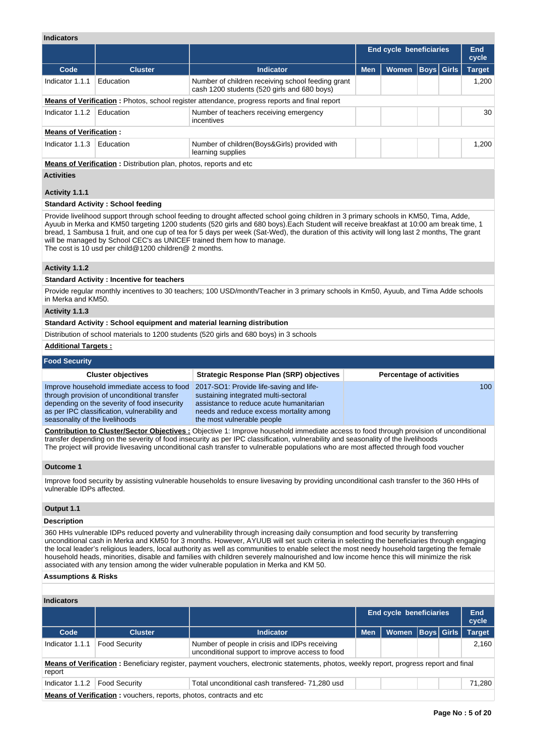#### Indicators

| | | | End cycle beneficiaries | | | | End cycle |
|---|---|---|---|---|---|---|---|
| **Code** | **Cluster** | **Indicator** | **Men** | **Women** | **Boys** | **Girls** | **Target** |
| Indicator 1.1.1 | Education | Number of children receiving school feeding grant cash 1200 students (520 girls and 680 boys) | | | | | 1,200 |
| **Means of Verification :** Photos, school register attendance, progress reports and final report | | | | | | | |
| Indicator 1.1.2 | Education | Number of teachers receiving emergency incentives | | | | | 30 |
| **Means of Verification :** | | | | | | | |
| Indicator 1.1.3 | Education | Number of children(Boys&Girls) provided with learning supplies | | | | | 1,200 |
| **Means of Verification :** Distribution plan, photos, reports and etc | | | | | | | |

#### Activities

**Activity 1.1.1**

**Standard Activity : School feeding**

Provide livelihood support through school feeding to drought affected school going children in 3 primary schools in KM50, Tima, Adde, Ayuub in Merka and KM50 targeting 1200 students (520 girls and 680 boys).Each Student will receive breakfast at 10:00 am break time, 1 bread, 1 Sambusa 1 fruit, and one cup of tea for 5 days per week (Sat-Wed), the duration of this activity will long last 2 months, The grant will be managed by School CEC's as UNICEF trained them how to manage.
The cost is 10 usd per child@1200 children@ 2 months.

**Activity 1.1.2**

**Standard Activity : Incentive for teachers**

Provide regular monthly incentives to 30 teachers; 100 USD/month/Teacher in 3 primary schools in Km50, Ayuub, and Tima Adde schools in Merka and KM50.

**Activity 1.1.3**

**Standard Activity : School equipment and material learning distribution**

Distribution of school materials to 1200 students (520 girls and 680 boys) in 3 schools

**Additional Targets :**

## Food Security

| Cluster objectives | Strategic Response Plan (SRP) objectives | Percentage of activities |
|---|---|---|
| Improve household immediate access to food through provision of unconditional transfer depending on the severity of food insecurity as per IPC classification, vulnerability and seasonality of the livelihoods | 2017-SO1: Provide life-saving and life-sustaining integrated multi-sectoral assistance to reduce acute humanitarian needs and reduce excess mortality among the most vulnerable people | 100 |

**Contribution to Cluster/Sector Objectives :** Objective 1: Improve household immediate access to food through provision of unconditional transfer depending on the severity of food insecurity as per IPC classification, vulnerability and seasonality of the livelihoods
The project will provide livesaving unconditional cash transfer to vulnerable populations who are most affected through food voucher

**Outcome 1**

Improve food security by assisting vulnerable households to ensure livesaving by providing unconditional cash transfer to the 360 HHs of vulnerable IDPs affected.

**Output 1.1**

**Description**

360 HHs vulnerable IDPs reduced poverty and vulnerability through increasing daily consumption and food security by transferring unconditional cash in Merka and KM50 for 3 months. However, AYUUB will set such criteria in selecting the beneficiaries through engaging the local leader's religious leaders, local authority as well as communities to enable select the most needy household targeting the female household heads, minorities, disable and families with children severely malnourished and low income hence this will minimize the risk associated with any tension among the wider vulnerable population in Merka and KM 50.

**Assumptions & Risks**

#### Indicators

| | | | End cycle beneficiaries | | | | End cycle |
|---|---|---|---|---|---|---|---|
| **Code** | **Cluster** | **Indicator** | **Men** | **Women** | **Boys** | **Girls** | **Target** |
| Indicator 1.1.1 | Food Security | Number of people in crisis and IDPs receiving unconditional support to improve access to food | | | | | 2,160 |
| **Means of Verification :** Beneficiary register, payment vouchers, electronic statements, photos, weekly report, progress report and final report | | | | | | | |
| Indicator 1.1.2 | Food Security | Total unconditional cash transfered- 71,280 usd | | | | | 71,280 |
| **Means of Verification :** vouchers, reports, photos, contracts and etc | | | | | | | |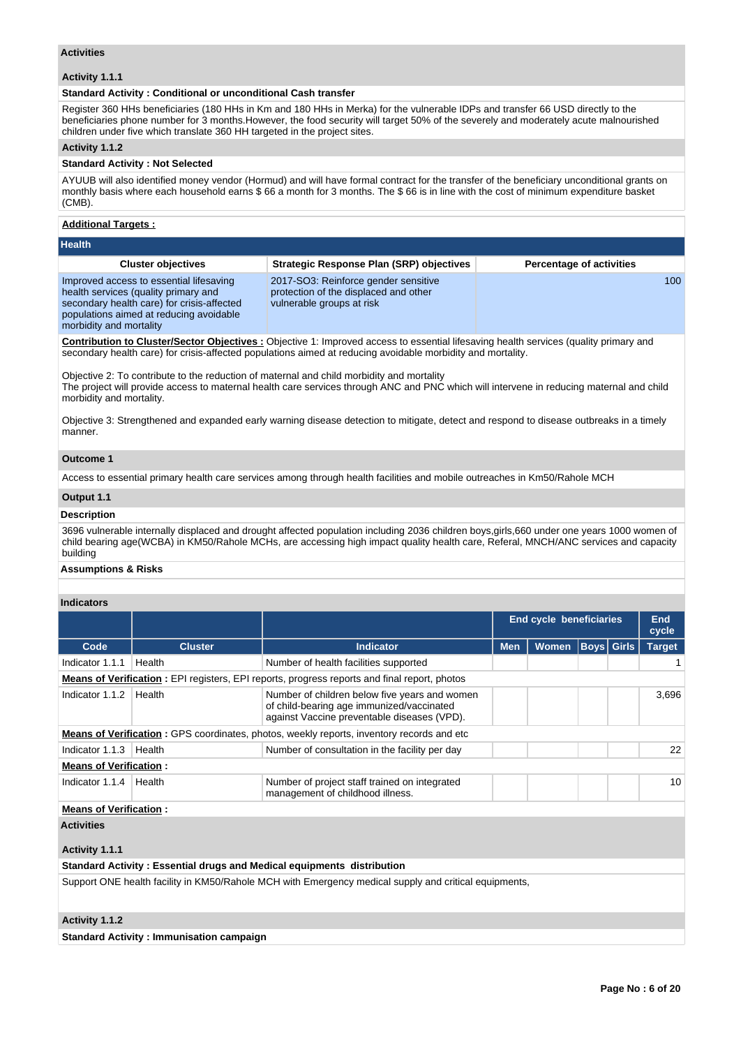### Activities

#### Activity 1.1.1

**Standard Activity : Conditional or unconditional Cash transfer**

Register 360 HHs beneficiaries (180 HHs in Km and 180 HHs in Merka) for the vulnerable IDPs and transfer 66 USD directly to the beneficiaries phone number for 3 months.However, the food security will target 50% of the severely and moderately acute malnourished children under five which translate 360 HH targeted in the project sites.

#### Activity 1.1.2

**Standard Activity : Not Selected**

AYUUB will also identified money vendor (Hormud) and will have formal contract for the transfer of the beneficiary unconditional grants on monthly basis where each household earns $ 66 a month for 3 months. The $ 66 is in line with the cost of minimum expenditure basket (CMB).

**Additional Targets :**

## Health

| Cluster objectives | Strategic Response Plan (SRP) objectives | Percentage of activities |
|---|---|---|
| Improved access to essential lifesaving health services (quality primary and secondary health care) for crisis-affected populations aimed at reducing avoidable morbidity and mortality | 2017-SO3: Reinforce gender sensitive protection of the displaced and other vulnerable groups at risk | 100 |

**Contribution to Cluster/Sector Objectives :** Objective 1: Improved access to essential lifesaving health services (quality primary and secondary health care) for crisis-affected populations aimed at reducing avoidable morbidity and mortality.

Objective 2: To contribute to the reduction of maternal and child morbidity and mortality
The project will provide access to maternal health care services through ANC and PNC which will intervene in reducing maternal and child morbidity and mortality.

Objective 3: Strengthened and expanded early warning disease detection to mitigate, detect and respond to disease outbreaks in a timely manner.

### Outcome 1

Access to essential primary health care services among through health facilities and mobile outreaches in Km50/Rahole MCH

### Output 1.1

**Description**

3696 vulnerable internally displaced and drought affected population including 2036 children boys,girls,660 under one years 1000 women of child bearing age(WCBA) in KM50/Rahole MCHs, are accessing high impact quality health care, Referal, MNCH/ANC services and capacity building

**Assumptions & Risks**

**Indicators**

| | | | End cycle beneficiaries | | | | End cycle |
|---|---|---|---|---|---|---|---|
| Code | Cluster | Indicator | Men | Women | Boys | Girls | Target |
| Indicator 1.1.1 | Health | Number of health facilities supported | | | | | 1 |
| **Means of Verification :** EPI registers, EPI reports, progress reports and final report, photos | | | | | | | |
| Indicator 1.1.2 | Health | Number of children below five years and women of child-bearing age immunized/vaccinated against Vaccine preventable diseases (VPD). | | | | | 3,696 |
| **Means of Verification :** GPS coordinates, photos, weekly reports, inventory records and etc | | | | | | | |
| Indicator 1.1.3 | Health | Number of consultation in the facility per day | | | | | 22 |
| **Means of Verification :** | | | | | | | |
| Indicator 1.1.4 | Health | Number of project staff trained on integrated management of childhood illness. | | | | | 10 |
| **Means of Verification :** | | | | | | | |

### Activities

#### Activity 1.1.1

**Standard Activity : Essential drugs and Medical equipments distribution**

Support ONE health facility in KM50/Rahole MCH with Emergency medical supply and critical equipments,

#### Activity 1.1.2

**Standard Activity : Immunisation campaign**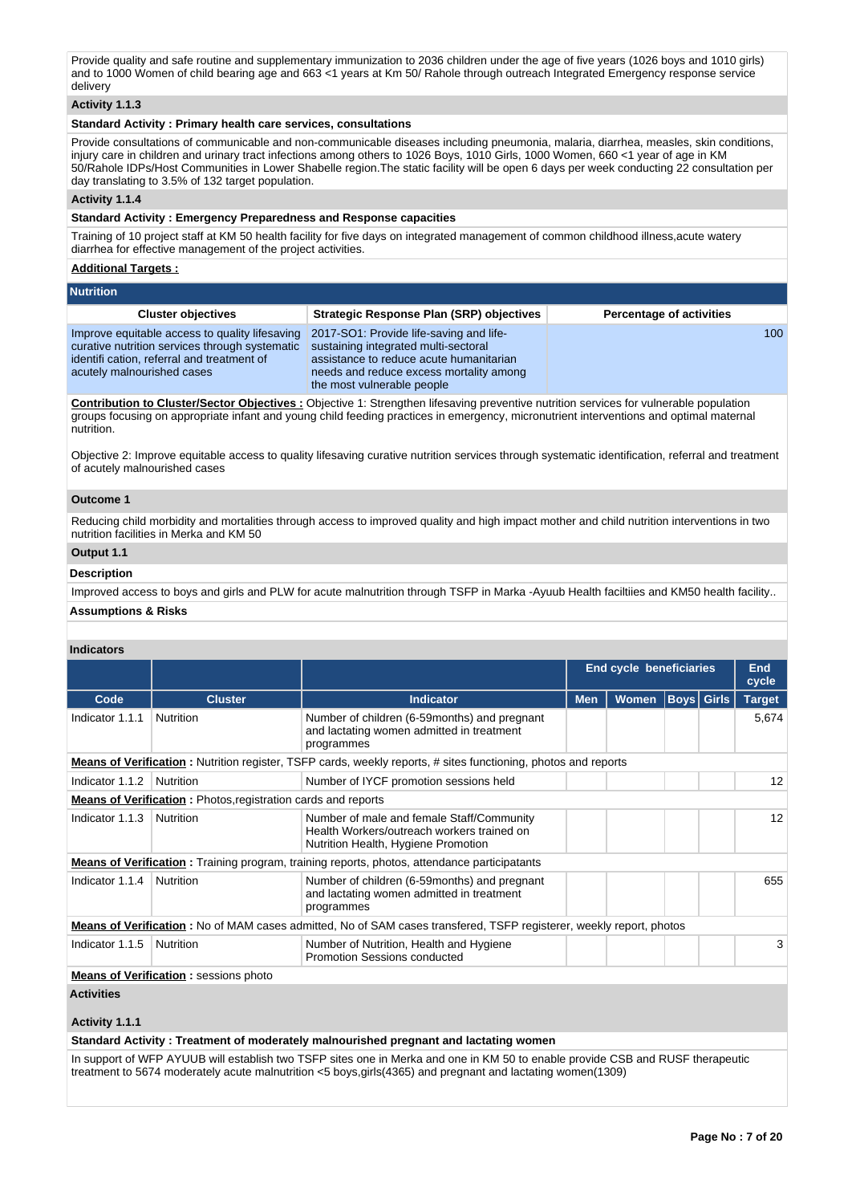Provide quality and safe routine and supplementary immunization to 2036 children under the age of five years (1026 boys and 1010 girls) and to 1000 Women of child bearing age and 663 <1 years at Km 50/ Rahole through outreach Integrated Emergency response service delivery

**Activity 1.1.3**

**Standard Activity : Primary health care services, consultations**

Provide consultations of communicable and non-communicable diseases including pneumonia, malaria, diarrhea, measles, skin conditions, injury care in children and urinary tract infections among others to 1026 Boys, 1010 Girls, 1000 Women, 660 <1 year of age in KM 50/Rahole IDPs/Host Communities in Lower Shabelle region.The static facility will be open 6 days per week conducting 22 consultation per day translating to 3.5% of 132 target population.

**Activity 1.1.4**

**Standard Activity : Emergency Preparedness and Response capacities**

Training of 10 project staff at KM 50 health facility for five days on integrated management of common childhood illness,acute watery diarrhea for effective management of the project activities.

**Additional Targets :**

## Nutrition

| Cluster objectives | Strategic Response Plan (SRP) objectives | Percentage of activities |
|---|---|---|
| Improve equitable access to quality lifesaving curative nutrition services through systematic identifi cation, referral and treatment of acutely malnourished cases | 2017-SO1: Provide life-saving and life-sustaining integrated multi-sectoral assistance to reduce acute humanitarian needs and reduce excess mortality among the most vulnerable people | 100 |

**Contribution to Cluster/Sector Objectives :** Objective 1: Strengthen lifesaving preventive nutrition services for vulnerable population groups focusing on appropriate infant and young child feeding practices in emergency, micronutrient interventions and optimal maternal nutrition.

Objective 2: Improve equitable access to quality lifesaving curative nutrition services through systematic identification, referral and treatment of acutely malnourished cases

**Outcome 1**

Reducing child morbidity and mortalities through access to improved quality and high impact mother and child nutrition interventions in two nutrition facilities in Merka and KM 50

**Output 1.1**

**Description**

Improved access to boys and girls and PLW for acute malnutrition through TSFP in Marka -Ayuub Health faciltiies and KM50 health facility..

**Assumptions & Risks**

**Indicators**

| | | | End cycle beneficiaries | | | | End cycle |
|---|---|---|---|---|---|---|---|
| **Code** | **Cluster** | **Indicator** | **Men** | **Women** | **Boys** | **Girls** | **Target** |
| Indicator 1.1.1 | Nutrition | Number of children (6-59months) and pregnant and lactating women admitted in treatment programmes | | | | | 5,674 |
| **Means of Verification :** Nutrition register, TSFP cards, weekly reports, # sites functioning, photos and reports | | | | | | | |
| Indicator 1.1.2 | Nutrition | Number of IYCF promotion sessions held | | | | | 12 |
| **Means of Verification :** Photos,registration cards and reports | | | | | | | |
| Indicator 1.1.3 | Nutrition | Number of male and female Staff/Community Health Workers/outreach workers trained on Nutrition Health, Hygiene Promotion | | | | | 12 |
| **Means of Verification :** Training program, training reports, photos, attendance participatants | | | | | | | |
| Indicator 1.1.4 | Nutrition | Number of children (6-59months) and pregnant and lactating women admitted in treatment programmes | | | | | 655 |
| **Means of Verification :** No of MAM cases admitted, No of SAM cases transfered, TSFP registerer, weekly report, photos | | | | | | | |
| Indicator 1.1.5 | Nutrition | Number of Nutrition, Health and Hygiene Promotion Sessions conducted | | | | | 3 |
| **Means of Verification :** sessions photo | | | | | | | |

**Activities**

**Activity 1.1.1**

**Standard Activity : Treatment of moderately malnourished pregnant and lactating women**

In support of WFP AYUUB will establish two TSFP sites one in Merka and one in KM 50 to enable provide CSB and RUSF therapeutic treatment to 5674 moderately acute malnutrition <5 boys,girls(4365) and pregnant and lactating women(1309)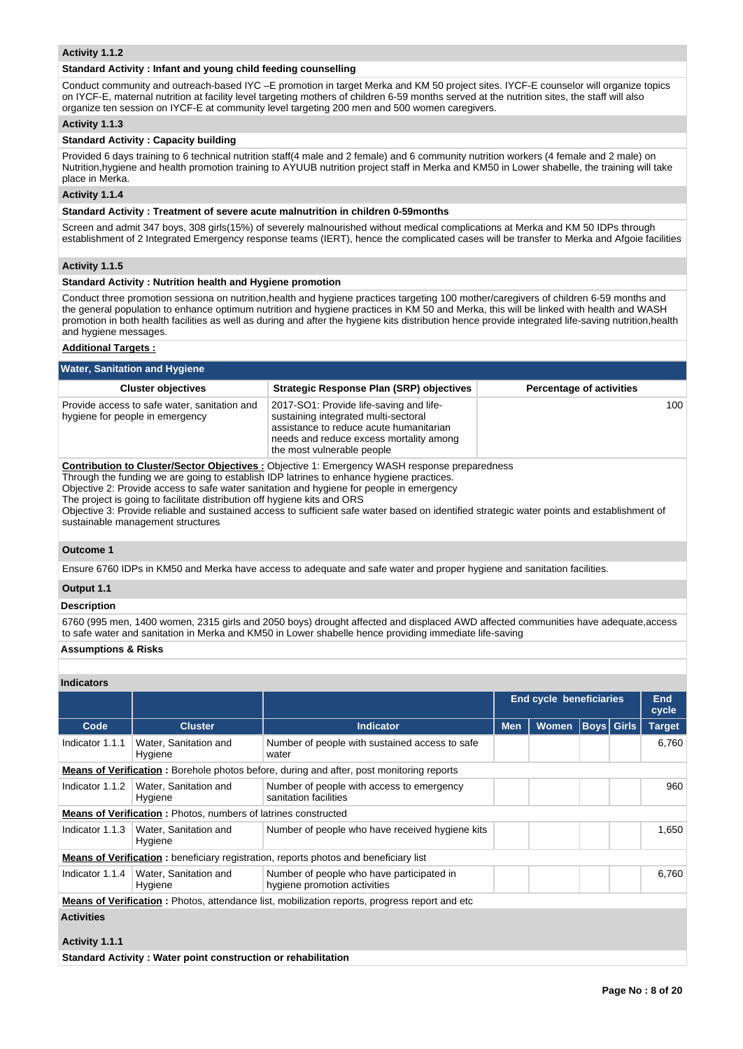**Activity 1.1.2**

**Standard Activity : Infant and young child feeding counselling**

Conduct community and outreach-based IYC –E promotion in target Merka and KM 50 project sites. IYCF-E counselor will organize topics on IYCF-E, maternal nutrition at facility level targeting mothers of children 6-59 months served at the nutrition sites, the staff will also organize ten session on IYCF-E at community level targeting 200 men and 500 women caregivers.

**Activity 1.1.3**

**Standard Activity : Capacity building**

Provided 6 days training to 6 technical nutrition staff(4 male and 2 female) and 6 community nutrition workers (4 female and 2 male) on Nutrition,hygiene and health promotion training to AYUUB nutrition project staff in Merka and KM50 in Lower shabelle, the training will take place in Merka.

**Activity 1.1.4**

**Standard Activity : Treatment of severe acute malnutrition in children 0-59months**

Screen and admit 347 boys, 308 girls(15%) of severely malnourished without medical complications at Merka and KM 50 IDPs through establishment of 2 Integrated Emergency response teams (IERT), hence the complicated cases will be transfer to Merka and Afgoie facilities

**Activity 1.1.5**

**Standard Activity : Nutrition health and Hygiene promotion**

Conduct three promotion sessiona on nutrition,health and hygiene practices targeting 100 mother/caregivers of children 6-59 months and the general population to enhance optimum nutrition and hygiene practices in KM 50 and Merka, this will be linked with health and WASH promotion in both health facilities as well as during and after the hygiene kits distribution hence provide integrated life-saving nutrition,health and hygiene messages.

**Additional Targets :**

## Water, Sanitation and Hygiene

| Cluster objectives | Strategic Response Plan (SRP) objectives | Percentage of activities |
|---|---|---|
| Provide access to safe water, sanitation and hygiene for people in emergency | 2017-SO1: Provide life-saving and life-sustaining integrated multi-sectoral assistance to reduce acute humanitarian needs and reduce excess mortality among the most vulnerable people | 100 |

**Contribution to Cluster/Sector Objectives :** Objective 1: Emergency WASH response preparedness
Through the funding we are going to establish IDP latrines to enhance hygiene practices.
Objective 2: Provide access to safe water sanitation and hygiene for people in emergency
The project is going to facilitate distribution off hygiene kits and ORS
Objective 3: Provide reliable and sustained access to sufficient safe water based on identified strategic water points and establishment of sustainable management structures

**Outcome 1**

Ensure 6760 IDPs in KM50 and Merka have access to adequate and safe water and proper hygiene and sanitation facilities.

**Output 1.1**

**Description**

6760 (995 men, 1400 women, 2315 girls and 2050 boys) drought affected and displaced AWD affected communities have adequate,access to safe water and sanitation in Merka and KM50 in Lower shabelle hence providing immediate life-saving

**Assumptions & Risks**

**Indicators**

| | | | End cycle beneficiaries | | | | End cycle |
|---|---|---|---|---|---|---|---|
| Code | Cluster | Indicator | Men | Women | Boys | Girls | Target |
| Indicator 1.1.1 | Water, Sanitation and Hygiene | Number of people with sustained access to safe water | | | | | 6,760 |
| **Means of Verification :** Borehole photos before, during and after, post monitoring reports | | | | | | | |
| Indicator 1.1.2 | Water, Sanitation and Hygiene | Number of people with access to emergency sanitation facilities | | | | | 960 |
| **Means of Verification :** Photos, numbers of latrines constructed | | | | | | | |
| Indicator 1.1.3 | Water, Sanitation and Hygiene | Number of people who have received hygiene kits | | | | | 1,650 |
| **Means of Verification :** beneficiary registration, reports photos and beneficiary list | | | | | | | |
| Indicator 1.1.4 | Water, Sanitation and Hygiene | Number of people who have participated in hygiene promotion activities | | | | | 6,760 |
| **Means of Verification :** Photos, attendance list, mobilization reports, progress report and etc | | | | | | | |

**Activities**

**Activity 1.1.1**

**Standard Activity : Water point construction or rehabilitation**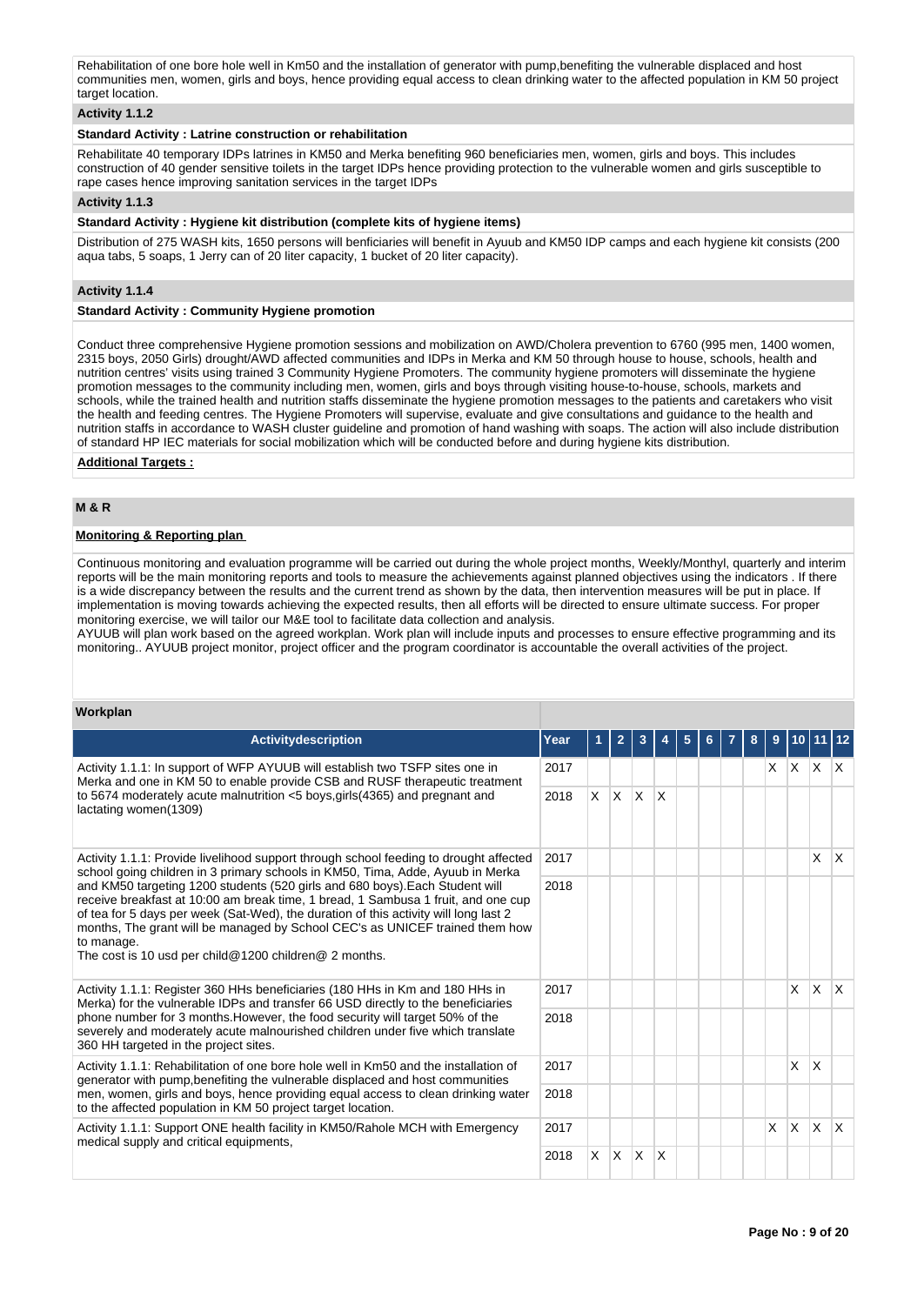Rehabilitation of one bore hole well in Km50 and the installation of generator with pump,benefiting the vulnerable displaced and host communities men, women, girls and boys, hence providing equal access to clean drinking water to the affected population in KM 50 project target location.

**Activity 1.1.2**

**Standard Activity : Latrine construction or rehabilitation**

Rehabilitate 40 temporary IDPs latrines in KM50 and Merka benefiting 960 beneficiaries men, women, girls and boys. This includes construction of 40 gender sensitive toilets in the target IDPs hence providing protection to the vulnerable women and girls susceptible to rape cases hence improving sanitation services in the target IDPs

**Activity 1.1.3**

**Standard Activity : Hygiene kit distribution (complete kits of hygiene items)**

Distribution of 275 WASH kits, 1650 persons will benficiaries will benefit in Ayuub and KM50 IDP camps and each hygiene kit consists (200 aqua tabs, 5 soaps, 1 Jerry can of 20 liter capacity, 1 bucket of 20 liter capacity).

**Activity 1.1.4**

**Standard Activity : Community Hygiene promotion**

Conduct three comprehensive Hygiene promotion sessions and mobilization on AWD/Cholera prevention to 6760 (995 men, 1400 women, 2315 boys, 2050 Girls) drought/AWD affected communities and IDPs in Merka and KM 50 through house to house, schools, health and nutrition centres' visits using trained 3 Community Hygiene Promoters. The community hygiene promoters will disseminate the hygiene promotion messages to the community including men, women, girls and boys through visiting house-to-house, schools, markets and schools, while the trained health and nutrition staffs disseminate the hygiene promotion messages to the patients and caretakers who visit the health and feeding centres. The Hygiene Promoters will supervise, evaluate and give consultations and guidance to the health and nutrition staffs in accordance to WASH cluster guideline and promotion of hand washing with soaps. The action will also include distribution of standard HP IEC materials for social mobilization which will be conducted before and during hygiene kits distribution.

**Additional Targets :**

## M & R

**Monitoring & Reporting plan**

Continuous monitoring and evaluation programme will be carried out during the whole project months, Weekly/Monthyl, quarterly and interim reports will be the main monitoring reports and tools to measure the achievements against planned objectives using the indicators . If there is a wide discrepancy between the results and the current trend as shown by the data, then intervention measures will be put in place. If implementation is moving towards achieving the expected results, then all efforts will be directed to ensure ultimate success. For proper monitoring exercise, we will tailor our M&E tool to facilitate data collection and analysis.
AYUUB will plan work based on the agreed workplan. Work plan will include inputs and processes to ensure effective programming and its monitoring.. AYUUB project monitor, project officer and the program coordinator is accountable the overall activities of the project.

**Workplan**

| Activitydescription | Year | 1 | 2 | 3 | 4 | 5 | 6 | 7 | 8 | 9 | 10 | 11 | 12 |
|---|---|---|---|---|---|---|---|---|---|---|---|---|---|
| Activity 1.1.1: In support of WFP AYUUB will establish two TSFP sites one in Merka and one in KM 50 to enable provide CSB and RUSF therapeutic treatment to 5674 moderately acute malnutrition <5 boys,girls(4365) and pregnant and lactating women(1309) | 2017 | | | | | | | | | X | X | X | X |
| | 2018 | X | X | X | X | | | | | | | | |
| Activity 1.1.1: Provide livelihood support through school feeding to drought affected school going children in 3 primary schools in KM50, Tima, Adde, Ayuub in Merka and KM50 targeting 1200 students (520 girls and 680 boys).Each Student will receive breakfast at 10:00 am break time, 1 bread, 1 Sambusa 1 fruit, and one cup of tea for 5 days per week (Sat-Wed), the duration of this activity will long last 2 months, The grant will be managed by School CEC's as UNICEF trained them how to manage.<br>The cost is 10 usd per child@1200 children@ 2 months. | 2017 | | | | | | | | | | | X | X |
| | 2018 | | | | | | | | | | | | |
| Activity 1.1.1: Register 360 HHs beneficiaries (180 HHs in Km and 180 HHs in Merka) for the vulnerable IDPs and transfer 66 USD directly to the beneficiaries phone number for 3 months.However, the food security will target 50% of the severely and moderately acute malnourished children under five which translate 360 HH targeted in the project sites. | 2017 | | | | | | | | | | X | X | X |
| | 2018 | | | | | | | | | | | | |
| Activity 1.1.1: Rehabilitation of one bore hole well in Km50 and the installation of generator with pump,benefiting the vulnerable displaced and host communities men, women, girls and boys, hence providing equal access to clean drinking water to the affected population in KM 50 project target location. | 2017 | | | | | | | | | | X | X | |
| | 2018 | | | | | | | | | | | | |
| Activity 1.1.1: Support ONE health facility in KM50/Rahole MCH with Emergency medical supply and critical equipments, | 2017 | | | | | | | | | X | X | X | X |
| | 2018 | X | X | X | X | | | | | | | | |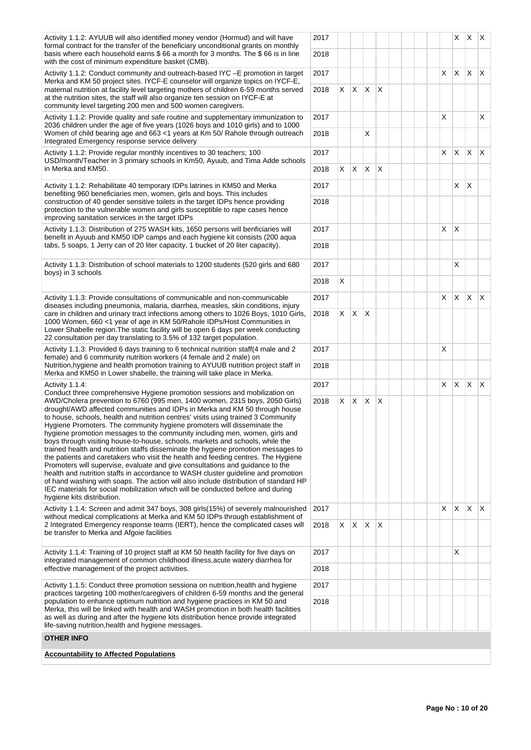| | | | | | | | | | | | | | |
|---|---|---|---|---|---|---|---|---|---|---|---|---|---|
| Activity 1.1.2: AYUUB will also identified money vendor (Hormud) and will have formal contract for the transfer of the beneficiary unconditional grants on monthly basis where each household earns $ 66 a month for 3 months. The $ 66 is in line with the cost of minimum expenditure basket (CMB). | 2017 | | | | | | | | | | X | X | X |
| | 2018 | | | | | | | | | | | | |
| Activity 1.1.2: Conduct community and outreach-based IYC –E promotion in target Merka and KM 50 project sites. IYCF-E counselor will organize topics on IYCF-E, maternal nutrition at facility level targeting mothers of children 6-59 months served at the nutrition sites, the staff will also organize ten session on IYCF-E at community level targeting 200 men and 500 women caregivers. | 2017 | | | | | | | | | X | X | X | X |
| | 2018 | X | X | X | X | | | | | | | | |
| Activity 1.1.2: Provide quality and safe routine and supplementary immunization to 2036 children under the age of five years (1026 boys and 1010 girls) and to 1000 Women of child bearing age and 663 <1 years at Km 50/ Rahole through outreach Integrated Emergency response service delivery | 2017 | | | | | | | | | X | | | X |
| | 2018 | | | X | | | | | | | | | |
| Activity 1.1.2: Provide regular monthly incentives to 30 teachers; 100 USD/month/Teacher in 3 primary schools in Km50, Ayuub, and Tima Adde schools in Merka and KM50. | 2017 | | | | | | | | | X | X | X | X |
| | 2018 | X | X | X | X | | | | | | | | |
| Activity 1.1.2: Rehabilitate 40 temporary IDPs latrines in KM50 and Merka benefiting 960 beneficiaries men, women, girls and boys. This includes construction of 40 gender sensitive toilets in the target IDPs hence providing protection to the vulnerable women and girls susceptible to rape cases hence improving sanitation services in the target IDPs | 2017 | | | | | | | | | | X | X | |
| | 2018 | | | | | | | | | | | | |
| Activity 1.1.3: Distribution of 275 WASH kits, 1650 persons will benficiaries will benefit in Ayuub and KM50 IDP camps and each hygiene kit consists (200 aqua tabs, 5 soaps, 1 Jerry can of 20 liter capacity, 1 bucket of 20 liter capacity). | 2017 | | | | | | | | | X | X | | |
| | 2018 | | | | | | | | | | | | |
| Activity 1.1.3: Distribution of school materials to 1200 students (520 girls and 680 boys) in 3 schools | 2017 | | | | | | | | | | X | | |
| | 2018 | X | | | | | | | | | | | |
| Activity 1.1.3: Provide consultations of communicable and non-communicable diseases including pneumonia, malaria, diarrhea, measles, skin conditions, injury care in children and urinary tract infections among others to 1026 Boys, 1010 Girls, 1000 Women, 660 <1 year of age in KM 50/Rahole IDPs/Host Communities in Lower Shabelle region.The static facility will be open 6 days per week conducting 22 consultation per day translating to 3.5% of 132 target population. | 2017 | | | | | | | | | X | X | X | X |
| | 2018 | X | X | X | | | | | | | | | |
| Activity 1.1.3: Provided 6 days training to 6 technical nutrition staff(4 male and 2 female) and 6 community nutrition workers (4 female and 2 male) on Nutrition,hygiene and health promotion training to AYUUB nutrition project staff in Merka and KM50 in Lower shabelle, the training will take place in Merka. | 2017 | | | | | | | | | X | | | |
| | 2018 | | | | | | | | | | | | |
| Activity 1.1.4: Conduct three comprehensive Hygiene promotion sessions and mobilization on AWD/Cholera prevention to 6760 (995 men, 1400 women, 2315 boys, 2050 Girls) drought/AWD affected communities and IDPs in Merka and KM 50 through house to house, schools, health and nutrition centres' visits using trained 3 Community Hygiene Promoters. The community hygiene promoters will disseminate the hygiene promotion messages to the community including men, women, girls and boys through visiting house-to-house, schools, markets and schools, while the trained health and nutrition staffs disseminate the hygiene promotion messages to the patients and caretakers who visit the health and feeding centres. The Hygiene Promoters will supervise, evaluate and give consultations and guidance to the health and nutrition staffs in accordance to WASH cluster guideline and promotion of hand washing with soaps. The action will also include distribution of standard HP IEC materials for social mobilization which will be conducted before and during hygiene kits distribution. | 2017 | | | | | | | | | X | X | X | X |
| | 2018 | X | X | X | X | | | | | | | | |
| Activity 1.1.4: Screen and admit 347 boys, 308 girls(15%) of severely malnourished without medical complications at Merka and KM 50 IDPs through establishment of 2 Integrated Emergency response teams (IERT), hence the complicated cases will be transfer to Merka and Afgoie facilities | 2017 | | | | | | | | | X | X | X | X |
| | 2018 | X | X | X | X | | | | | | | | |
| Activity 1.1.4: Training of 10 project staff at KM 50 health facility for five days on integrated management of common childhood illness,acute watery diarrhea for effective management of the project activities. | 2017 | | | | | | | | | | X | | |
| | 2018 | | | | | | | | | | | | |
| Activity 1.1.5: Conduct three promotion sessiona on nutrition,health and hygiene practices targeting 100 mother/caregivers of children 6-59 months and the general population to enhance optimum nutrition and hygiene practices in KM 50 and Merka, this will be linked with health and WASH promotion in both health facilities as well as during and after the hygiene kits distribution hence provide integrated life-saving nutrition,health and hygiene messages. | 2017 | | | | | | | | | | | | |
| | 2018 | | | | | | | | | | | | |

## OTHER INFO

**Accountability to Affected Populations**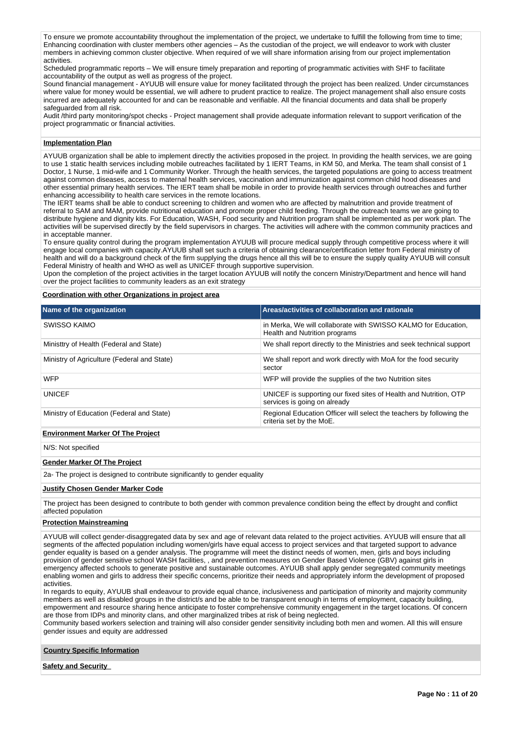To ensure we promote accountability throughout the implementation of the project, we undertake to fulfill the following from time to time;
Enhancing coordination with cluster members other agencies – As the custodian of the project, we will endeavor to work with cluster members in achieving common cluster objective. When required of we will share information arising from our project implementation activities.
Scheduled programmatic reports – We will ensure timely preparation and reporting of programmatic activities with SHF to facilitate accountability of the output as well as progress of the project.
Sound financial management - AYUUB will ensure value for money facilitated through the project has been realized. Under circumstances where value for money would be essential, we will adhere to prudent practice to realize. The project management shall also ensure costs incurred are adequately accounted for and can be reasonable and verifiable. All the financial documents and data shall be properly safeguarded from all risk.
Audit /third party monitoring/spot checks - Project management shall provide adequate information relevant to support verification of the project programmatic or financial activities.

**Implementation Plan**

AYUUB organization shall be able to implement directly the activities proposed in the project. In providing the health services, we are going to use 1 static health services including mobile outreaches facilitated by 1 IERT Teams, in KM 50, and Merka. The team shall consist of 1 Doctor, 1 Nurse, 1 mid-wife and 1 Community Worker. Through the health services, the targeted populations are going to access treatment against common diseases, access to maternal health services, vaccination and immunization against common child hood diseases and other essential primary health services. The IERT team shall be mobile in order to provide health services through outreaches and further enhancing accessibility to health care services in the remote locations.
The IERT teams shall be able to conduct screening to children and women who are affected by malnutrition and provide treatment of referral to SAM and MAM, provide nutritional education and promote proper child feeding. Through the outreach teams we are going to distribute hygiene and dignity kits. For Education, WASH, Food security and Nutrition program shall be implemented as per work plan. The activities will be supervised directly by the field supervisors in charges. The activities will adhere with the common community practices and in acceptable manner.
To ensure quality control during the program implementation AYUUB will procure medical supply through competitive process where it will engage local companies with capacity.AYUUB shall set such a criteria of obtaining clearance/certification letter from Federal ministry of health and will do a background check of the firm supplying the drugs hence all this will be to ensure the supply quality AYUUB will consult Federal Ministry of health and WHO as well as UNICEF through supportive supervision.
Upon the completion of the project activities in the target location AYUUB will notify the concern Ministry/Department and hence will hand over the project facilities to community leaders as an exit strategy

**Coordination with other Organizations in project area**

| Name of the organization | Areas/activities of collaboration and rationale |
|---|---|
| SWISSO KAIMO | in Merka, We will collaborate with SWISSO KALMO for Education, Health and Nutrition programs |
| Ministtry of Health (Federal and State) | We shall report directly to the Ministries and seek technical support |
| Ministry of Agriculture (Federal and State) | We shall report and work directly with MoA for the food security sector |
| WFP | WFP will provide the supplies of the two Nutrition sites |
| UNICEF | UNICEF is supporting our fixed sites of Health and Nutrition, OTP services is going on already |
| Ministry of Education (Federal and State) | Regional Education Officer will select the teachers by following the criteria set by the MoE. |

**Environment Marker Of The Project**

N/S: Not specified

**Gender Marker Of The Project**

2a- The project is designed to contribute significantly to gender equality

**Justify Chosen Gender Marker Code**

The project has been designed to contribute to both gender with common prevalence condition being the effect by drought and conflict affected population

**Protection Mainstreaming**

AYUUB will collect gender-disaggregated data by sex and age of relevant data related to the project activities. AYUUB will ensure that all segments of the affected population including women/girls have equal access to project services and that targeted support to advance gender equality is based on a gender analysis. The programme will meet the distinct needs of women, men, girls and boys including provision of gender sensitive school WASH facilities, , and prevention measures on Gender Based Violence (GBV) against girls in emergency affected schools to generate positive and sustainable outcomes. AYUUB shall apply gender segregated community meetings enabling women and girls to address their specific concerns, prioritize their needs and appropriately inform the development of proposed activities.
In regards to equity, AYUUB shall endeavour to provide equal chance, inclusiveness and participation of minority and majority community members as well as disabled groups in the district/s and be able to be transparent enough in terms of employment, capacity building, empowerment and resource sharing hence anticipate to foster comprehensive community engagement in the target locations. Of concern are those from IDPs and minority clans, and other marginalized tribes at risk of being neglected.
Community based workers selection and training will also consider gender sensitivity including both men and women. All this will ensure gender issues and equity are addressed

**Country Specific Information**

**Safety and Security**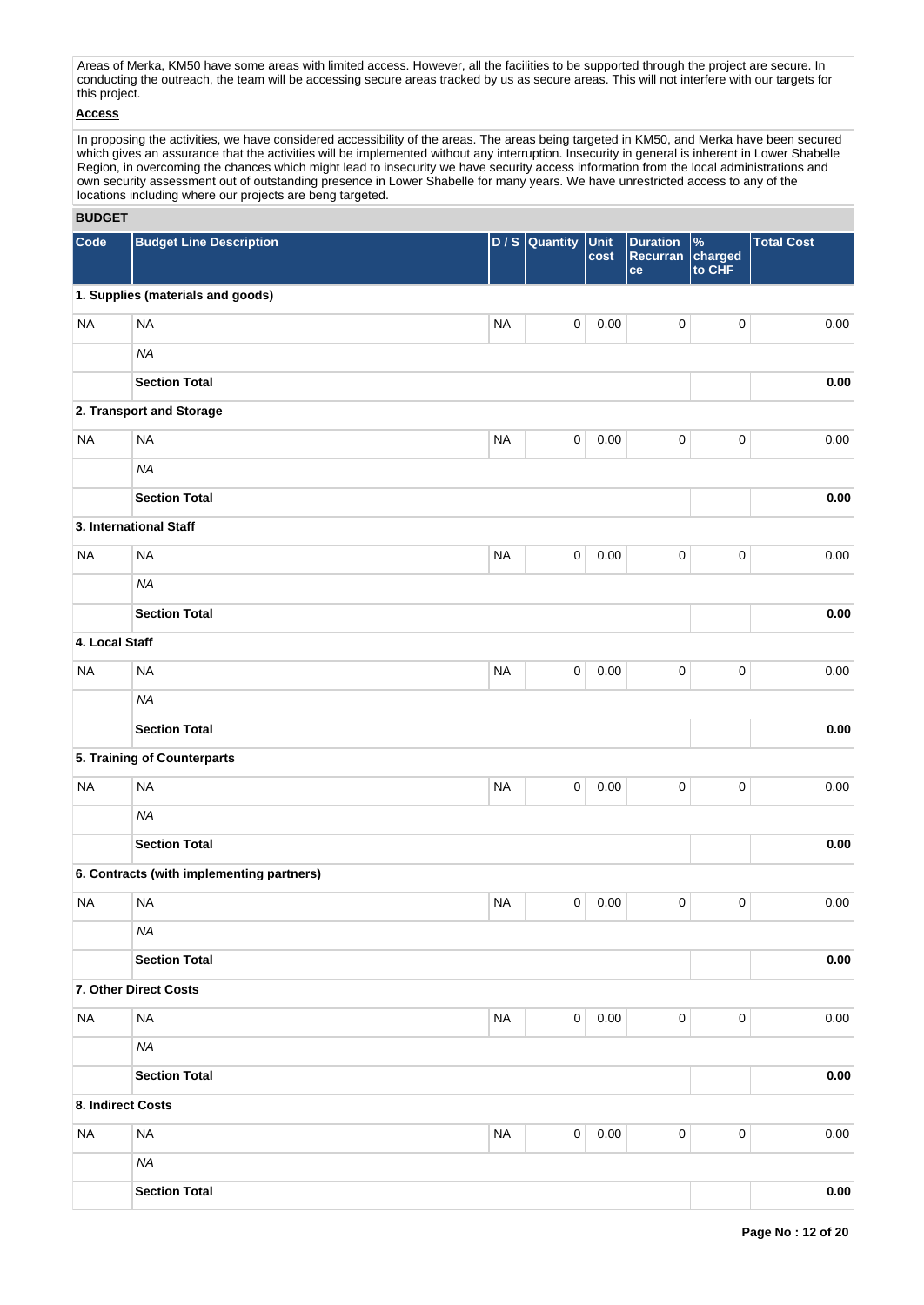Areas of Merka, KM50 have some areas with limited access. However, all the facilities to be supported through the project are secure. In conducting the outreach, the team will be accessing secure areas tracked by us as secure areas. This will not interfere with our targets for this project.

**Access**

In proposing the activities, we have considered accessibility of the areas. The areas being targeted in KM50, and Merka have been secured which gives an assurance that the activities will be implemented without any interruption. Insecurity in general is inherent in Lower Shabelle Region, in overcoming the chances which might lead to insecurity we have security access information from the local administrations and own security assessment out of outstanding presence in Lower Shabelle for many years. We have unrestricted access to any of the locations including where our projects are beng targeted.

## BUDGET

| Code | Budget Line Description | D / S | Quantity | Unit cost | Duration Recurrance | % charged to CHF | Total Cost |
|---|---|---|---|---|---|---|---|
| **1. Supplies (materials and goods)** | | | | | | | |
| NA | NA | NA | 0 | 0.00 | 0 | 0 | 0.00 |
| | *NA* | | | | | | |
| | **Section Total** | | | | | | **0.00** |
| **2. Transport and Storage** | | | | | | | |
| NA | NA | NA | 0 | 0.00 | 0 | 0 | 0.00 |
| | *NA* | | | | | | |
| | **Section Total** | | | | | | **0.00** |
| **3. International Staff** | | | | | | | |
| NA | NA | NA | 0 | 0.00 | 0 | 0 | 0.00 |
| | *NA* | | | | | | |
| | **Section Total** | | | | | | **0.00** |
| **4. Local Staff** | | | | | | | |
| NA | NA | NA | 0 | 0.00 | 0 | 0 | 0.00 |
| | *NA* | | | | | | |
| | **Section Total** | | | | | | **0.00** |
| **5. Training of Counterparts** | | | | | | | |
| NA | NA | NA | 0 | 0.00 | 0 | 0 | 0.00 |
| | *NA* | | | | | | |
| | **Section Total** | | | | | | **0.00** |
| **6. Contracts (with implementing partners)** | | | | | | | |
| NA | NA | NA | 0 | 0.00 | 0 | 0 | 0.00 |
| | *NA* | | | | | | |
| | **Section Total** | | | | | | **0.00** |
| **7. Other Direct Costs** | | | | | | | |
| NA | NA | NA | 0 | 0.00 | 0 | 0 | 0.00 |
| | *NA* | | | | | | |
| | **Section Total** | | | | | | **0.00** |
| **8. Indirect Costs** | | | | | | | |
| NA | NA | NA | 0 | 0.00 | 0 | 0 | 0.00 |
| | *NA* | | | | | | |
| | **Section Total** | | | | | | **0.00** |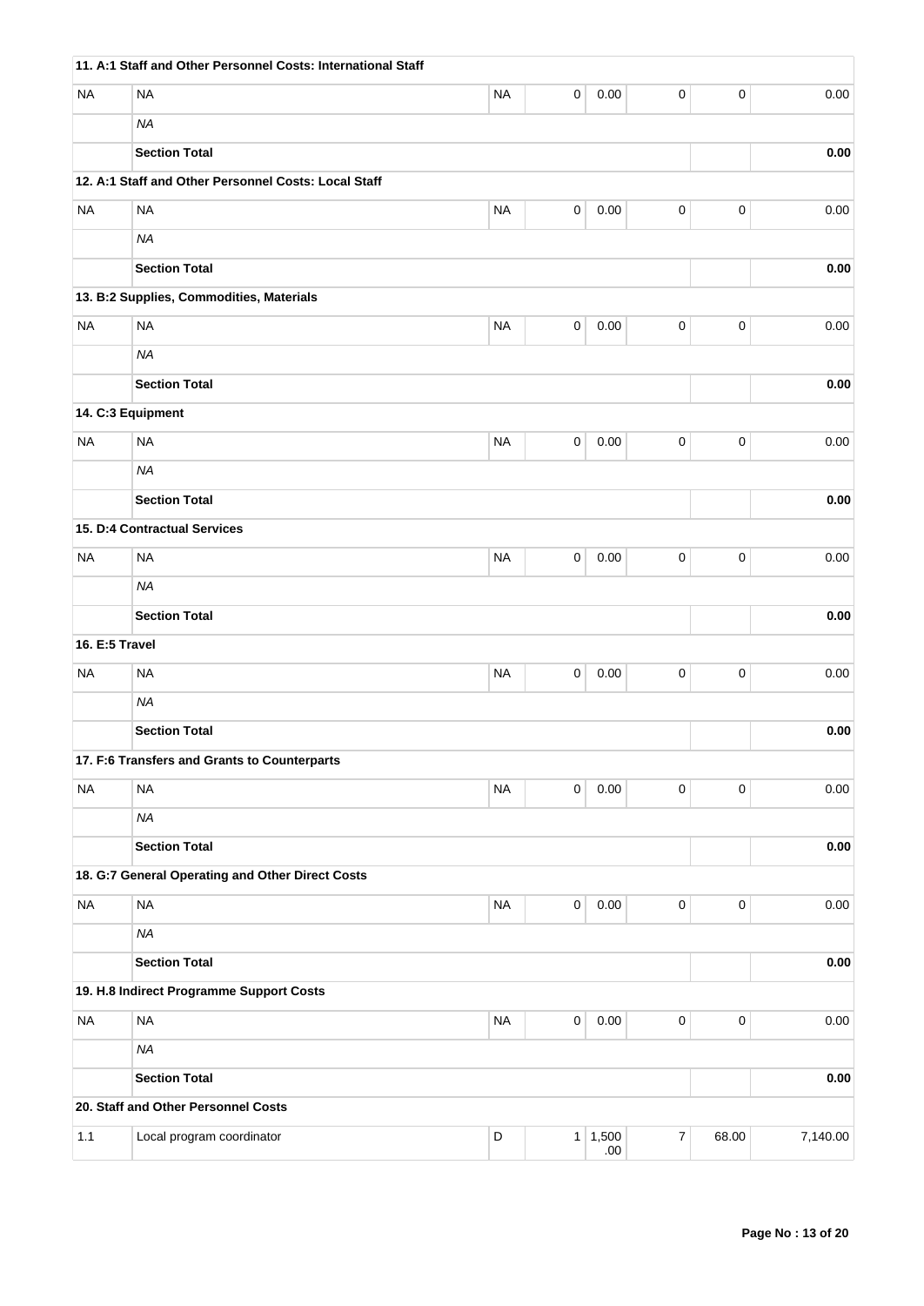| | | | | | | | |
|---|---|---|---|---|---|---|---|
| **11. A:1 Staff and Other Personnel Costs: International Staff** | | | | | | | |
| NA | NA | NA | 0 | 0.00 | 0 | 0 | 0.00 |
| | *NA* | | | | | | |
| | **Section Total** | | | | | | **0.00** |
| **12. A:1 Staff and Other Personnel Costs: Local Staff** | | | | | | | |
| NA | NA | NA | 0 | 0.00 | 0 | 0 | 0.00 |
| | *NA* | | | | | | |
| | **Section Total** | | | | | | **0.00** |
| **13. B:2 Supplies, Commodities, Materials** | | | | | | | |
| NA | NA | NA | 0 | 0.00 | 0 | 0 | 0.00 |
| | *NA* | | | | | | |
| | **Section Total** | | | | | | **0.00** |
| **14. C:3 Equipment** | | | | | | | |
| NA | NA | NA | 0 | 0.00 | 0 | 0 | 0.00 |
| | *NA* | | | | | | |
| | **Section Total** | | | | | | **0.00** |
| **15. D:4 Contractual Services** | | | | | | | |
| NA | NA | NA | 0 | 0.00 | 0 | 0 | 0.00 |
| | *NA* | | | | | | |
| | **Section Total** | | | | | | **0.00** |
| **16. E:5 Travel** | | | | | | | |
| NA | NA | NA | 0 | 0.00 | 0 | 0 | 0.00 |
| | *NA* | | | | | | |
| | **Section Total** | | | | | | **0.00** |
| **17. F:6 Transfers and Grants to Counterparts** | | | | | | | |
| NA | NA | NA | 0 | 0.00 | 0 | 0 | 0.00 |
| | *NA* | | | | | | |
| | **Section Total** | | | | | | **0.00** |
| **18. G:7 General Operating and Other Direct Costs** | | | | | | | |
| NA | NA | NA | 0 | 0.00 | 0 | 0 | 0.00 |
| | *NA* | | | | | | |
| | **Section Total** | | | | | | **0.00** |
| **19. H.8 Indirect Programme Support Costs** | | | | | | | |
| NA | NA | NA | 0 | 0.00 | 0 | 0 | 0.00 |
| | *NA* | | | | | | |
| | **Section Total** | | | | | | **0.00** |
| **20. Staff and Other Personnel Costs** | | | | | | | |
| 1.1 | Local program coordinator | D | 1 | 1,500.00 | 7 | 68.00 | 7,140.00 |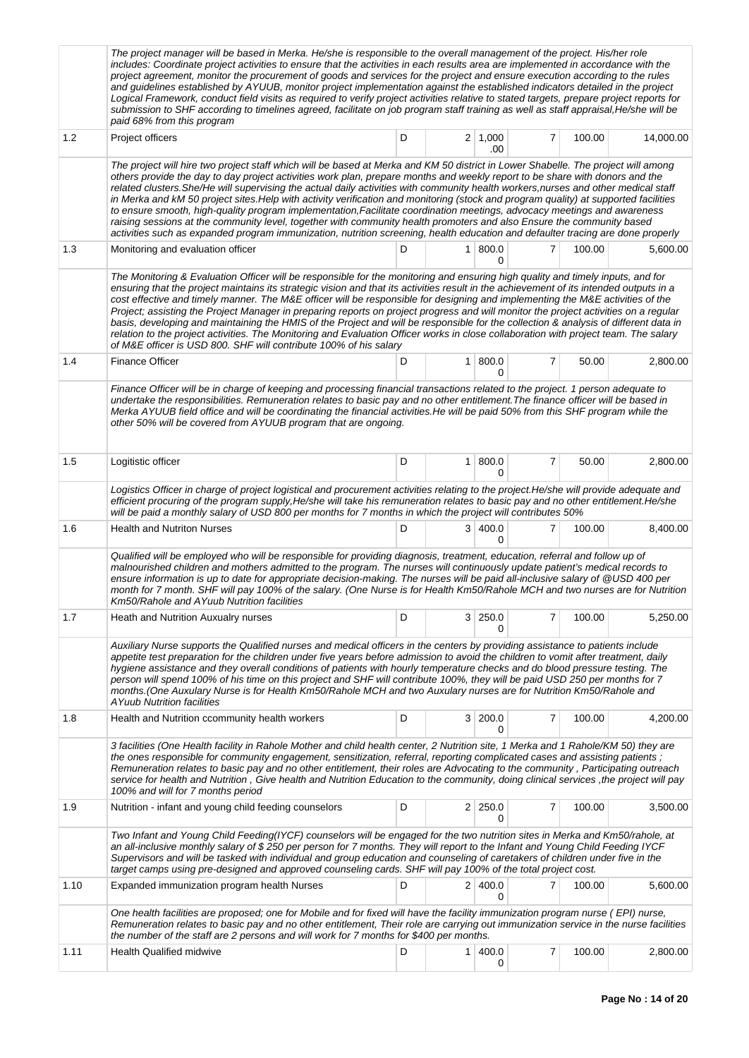|  |  |  |  |  |  |  |  |
|---|---|---|---|---|---|---|---|
|  | The project manager will be based in Merka. He/she is responsible to the overall management of the project. His/her role includes: Coordinate project activities to ensure that the activities in each results area are implemented in accordance with the project agreement, monitor the procurement of goods and services for the project and ensure execution according to the rules and guidelines established by AYUUB, monitor project implementation against the established indicators detailed in the project Logical Framework, conduct field visits as required to verify project activities relative to stated targets, prepare project reports for submission to SHF according to timelines agreed, facilitate on job program staff training as well as staff appraisal,He/she will be paid 68% from this program |  |  |  |  |  |  |
| 1.2 | Project officers | D | 2 | 1,000.00 | 7 | 100.00 | 14,000.00 |
|  | The project will hire two project staff which will be based at Merka and KM 50 district in Lower Shabelle. The project will among others provide the day to day project activities work plan, prepare months and weekly report to be share with donors and the related clusters.She/He will supervising the actual daily activities with community health workers,nurses and other medical staff in Merka and kM 50 project sites.Help with activity verification and monitoring (stock and program quality) at supported facilities to ensure smooth, high-quality program implementation,Facilitate coordination meetings, advocacy meetings and awareness raising sessions at the community level, together with community health promoters and also Ensure the community based activities such as expanded program immunization, nutrition screening, health education and defaulter tracing are done properly |  |  |  |  |  |  |
| 1.3 | Monitoring and evaluation officer | D | 1 | 800.00 | 7 | 100.00 | 5,600.00 |
|  | The Monitoring & Evaluation Officer will be responsible for the monitoring and ensuring high quality and timely inputs, and for ensuring that the project maintains its strategic vision and that its activities result in the achievement of its intended outputs in a cost effective and timely manner. The M&E officer will be responsible for designing and implementing the M&E activities of the Project; assisting the Project Manager in preparing reports on project progress and will monitor the project activities on a regular basis, developing and maintaining the HMIS of the Project and will be responsible for the collection & analysis of different data in relation to the project activities. The Monitoring and Evaluation Officer works in close collaboration with project team. The salary of M&E officer is USD 800. SHF will contribute 100% of his salary |  |  |  |  |  |  |
| 1.4 | Finance Officer | D | 1 | 800.00 | 7 | 50.00 | 2,800.00 |
|  | Finance Officer will be in charge of keeping and processing financial transactions related to the project. 1 person adequate to undertake the responsibilities. Remuneration relates to basic pay and no other entitlement.The finance officer will be based in Merka AYUUB field office and will be coordinating the financial activities.He will be paid 50% from this SHF program while the other 50% will be covered from AYUUB program that are ongoing. |  |  |  |  |  |  |
| 1.5 | Logitistic officer | D | 1 | 800.00 | 7 | 50.00 | 2,800.00 |
|  | Logistics Officer in charge of project logistical and procurement activities relating to the project.He/she will provide adequate and efficient procuring of the program supply,He/she will take his remuneration relates to basic pay and no other entitlement.He/she will be paid a monthly salary of USD 800 per months for 7 months in which the project will contributes 50% |  |  |  |  |  |  |
| 1.6 | Health and Nutriton Nurses | D | 3 | 400.00 | 7 | 100.00 | 8,400.00 |
|  | Qualified will be employed who will be responsible for providing diagnosis, treatment, education, referral and follow up of malnourished children and mothers admitted to the program. The nurses will continuously update patient's medical records to ensure information is up to date for appropriate decision-making. The nurses will be paid all-inclusive salary of @USD 400 per month for 7 month. SHF will pay 100% of the salary. (One Nurse is for Health Km50/Rahole MCH and two nurses are for Nutrition Km50/Rahole and AYuub Nutrition facilities |  |  |  |  |  |  |
| 1.7 | Heath and Nutrition Auxualry nurses | D | 3 | 250.00 | 7 | 100.00 | 5,250.00 |
|  | Auxiliary Nurse supports the Qualified nurses and medical officers in the centers by providing assistance to patients include appetite test preparation for the children under five years before admission to avoid the children to vomit after treatment, daily hygiene assistance and they overall conditions of patients with hourly temperature checks and do blood pressure testing. The person will spend 100% of his time on this project and SHF will contribute 100%, they will be paid USD 250 per months for 7 months.(One Auxulary Nurse is for Health Km50/Rahole MCH and two Auxulary nurses are for Nutrition Km50/Rahole and AYuub Nutrition facilities |  |  |  |  |  |  |
| 1.8 | Health and Nutrition ccommunity health workers | D | 3 | 200.00 | 7 | 100.00 | 4,200.00 |
|  | 3 facilities (One Health facility in Rahole Mother and child health center, 2 Nutrition site, 1 Merka and 1 Rahole/KM 50) they are the ones responsible for community engagement, sensitization, referral, reporting complicated cases and assisting patients ; Remuneration relates to basic pay and no other entitlement, their roles are Advocating to the community , Participating outreach service for health and Nutrition , Give health and Nutrition Education to the community, doing clinical services ,the project will pay 100% and will for 7 months period |  |  |  |  |  |  |
| 1.9 | Nutrition - infant and young child feeding counselors | D | 2 | 250.00 | 7 | 100.00 | 3,500.00 |
|  | Two Infant and Young Child Feeding(IYCF) counselors will be engaged for the two nutrition sites in Merka and Km50/rahole, at an all-inclusive monthly salary of $ 250 per person for 7 months. They will report to the Infant and Young Child Feeding IYCF Supervisors and will be tasked with individual and group education and counseling of caretakers of children under five in the target camps using pre-designed and approved counseling cards. SHF will pay 100% of the total project cost. |  |  |  |  |  |  |
| 1.10 | Expanded immunization program health Nurses | D | 2 | 400.00 | 7 | 100.00 | 5,600.00 |
|  | One health facilities are proposed; one for Mobile and for fixed will have the facility immunization program nurse ( EPI) nurse, Remuneration relates to basic pay and no other entitlement, Their role are carrying out immunization service in the nurse facilities the number of the staff are 2 persons and will work for 7 months for $400 per months. |  |  |  |  |  |  |
| 1.11 | Health Qualified midwive | D | 1 | 400.00 | 7 | 100.00 | 2,800.00 |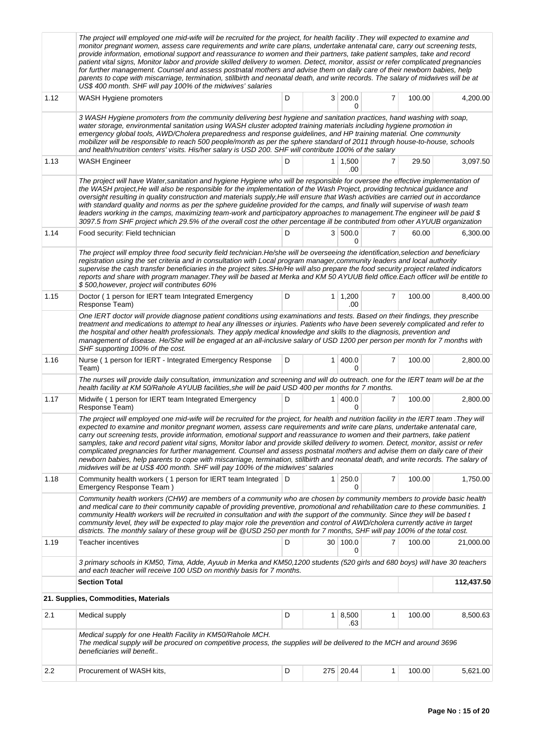| | | | | | | | |
|---|---|---|---|---|---|---|---|
| | The project will employed one mid-wife will be recruited for the project, for health facility .They will expected to examine and monitor pregnant women, assess care requirements and write care plans, undertake antenatal care, carry out screening tests, provide information, emotional support and reassurance to women and their partners, take patient samples, take and record patient vital signs, Monitor labor and provide skilled delivery to women. Detect, monitor, assist or refer complicated pregnancies for further management. Counsel and assess postnatal mothers and advise them on daily care of their newborn babies, help parents to cope with miscarriage, termination, stillbirth and neonatal death, and write records. The salary of midwives will be at US$ 400 month. SHF will pay 100% of the midwives' salaries | | | | | | |
| 1.12 | WASH Hygiene promoters | D | 3 | 200.00 | 7 | 100.00 | 4,200.00 |
| | 3 WASH Hygiene promoters from the community delivering best hygiene and sanitation practices, hand washing with soap, water storage, environmental sanitation using WASH cluster adopted training materials including hygiene promotion in emergency global tools, AWD/Cholera preparedness and response guidelines, and HP training material. One community mobilizer will be responsible to reach 500 people/month as per the sphere standard of 2011 through house-to-house, schools and health/nutrition centers' visits. His/her salary is USD 200. SHF will contribute 100% of the salary | | | | | | |
| 1.13 | WASH Engineer | D | 1 | 1,500.00 | 7 | 29.50 | 3,097.50 |
| | The project will have Water,sanitation and hygiene Hygiene who will be responsible for oversee the effective implementation of the WASH project,He will also be responsible for the implementation of the Wash Project, providing technical guidance and oversight resulting in quality construction and materials supply,He will ensure that Wash activities are carried out in accordance with standard quality and norms as per the sphere guideline provided for the camps, and finally will supervise of wash team leaders working in the camps, maximizing team-work and participatory approaches to management.The engineer will be paid $ 3097.5 from SHF project which 29.5% of the overall cost the other percentage ill be contributed from other AYUUB organization | | | | | | |
| 1.14 | Food security: Field technician | D | 3 | 500.00 | 7 | 60.00 | 6,300.00 |
| | The project will employ three food security field technician.He/she will be overseeing the identification,selection and beneficiary registration using the set criteria and in consultation with Local program manager,community leaders and local authority supervise the cash transfer beneficiaries in the project sites.SHe/He will also prepare the food security project related indicators reports and share with program manager.They will be based at Merka and KM 50 AYUUB field office.Each officer will be entitle to $ 500,however, project will contributes 60% | | | | | | |
| 1.15 | Doctor ( 1 person for IERT team Integrated Emergency Response Team) | D | 1 | 1,200.00 | 7 | 100.00 | 8,400.00 |
| | One IERT doctor will provide diagnose patient conditions using examinations and tests. Based on their findings, they prescribe treatment and medications to attempt to heal any illnesses or injuries. Patients who have been severely complicated and refer to the hospital and other health professionals. They apply medical knowledge and skills to the diagnosis, prevention and management of disease. He/She will be engaged at an all-inclusive salary of USD 1200 per person per month for 7 months with SHF supporting 100% of the cost. | | | | | | |
| 1.16 | Nurse ( 1 person for IERT - Integrated Emergency Response Team) | D | 1 | 400.00 | 7 | 100.00 | 2,800.00 |
| | The nurses will provide daily consultation, immunization and screening and will do outreach. one for the IERT team will be at the health facility at KM 50/Rahole AYUUB facilities,she will be paid USD 400 per months for 7 months. | | | | | | |
| 1.17 | Midwife ( 1 person for IERT team Integrated Emergency Response Team) | D | 1 | 400.00 | 7 | 100.00 | 2,800.00 |
| | The project will employed one mid-wife will be recruited for the project, for health and nutrition facility in the IERT team .They will expected to examine and monitor pregnant women, assess care requirements and write care plans, undertake antenatal care, carry out screening tests, provide information, emotional support and reassurance to women and their partners, take patient samples, take and record patient vital signs, Monitor labor and provide skilled delivery to women. Detect, monitor, assist or refer complicated pregnancies for further management. Counsel and assess postnatal mothers and advise them on daily care of their newborn babies, help parents to cope with miscarriage, termination, stillbirth and neonatal death, and write records. The salary of midwives will be at US$ 400 month. SHF will pay 100% of the midwives' salaries | | | | | | |
| 1.18 | Community health workers ( 1 person for IERT team Integrated Emergency Response Team ) | D | 1 | 250.00 | 7 | 100.00 | 1,750.00 |
| | Community health workers (CHW) are members of a community who are chosen by community members to provide basic health and medical care to their community capable of providing preventive, promotional and rehabilitation care to these communities. 1 community Health workers will be recruited in consultation and with the support of the community. Since they will be based t community level, they will be expected to play major role the prevention and control of AWD/cholera currently active in target districts. The monthly salary of these group will be @USD 250 per month for 7 months, SHF will pay 100% of the total cost. | | | | | | |
| 1.19 | Teacher incentives | D | 30 | 100.00 | 7 | 100.00 | 21,000.00 |
| | 3 primary schools in KM50, Tima, Adde, Ayuub in Merka and KM50,1200 students (520 girls and 680 boys) will have 30 teachers and each teacher will receive 100 USD on monthly basis for 7 months. | | | | | | |
| | **Section Total** | | | | | | **112,437.50** |
| **21. Supplies, Commodities, Materials** | | | | | | | |
| 2.1 | Medical supply | D | 1 | 8,500.63 | 1 | 100.00 | 8,500.63 |
| | Medical supply for one Health Facility in KM50/Rahole MCH.<br>The medical supply will be procured on competitive process, the supplies will be delivered to the MCH and around 3696 beneficiaries will benefit.. | | | | | | |
| 2.2 | Procurement of WASH kits, | D | 275 | 20.44 | 1 | 100.00 | 5,621.00 |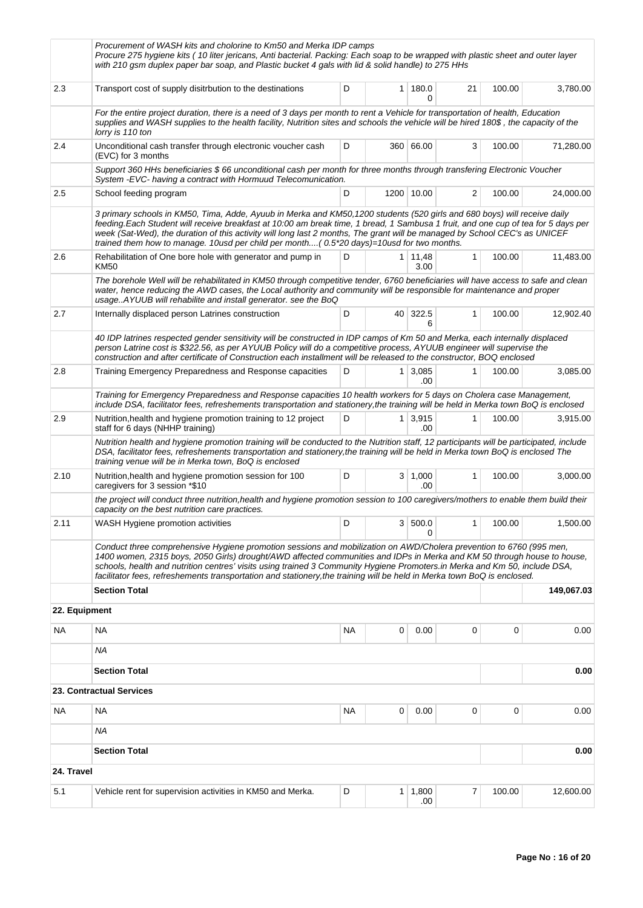| | | | | | | | |
|---|---|---|---|---|---|---|---|
| | *Procurement of WASH kits and cholorine to Km50 and Merka IDP camps Procure 275 hygiene kits ( 10 liter jericans, Anti bacterial. Packing: Each soap to be wrapped with plastic sheet and outer layer with 210 gsm duplex paper bar soap, and Plastic bucket 4 gals with lid & solid handle) to 275 HHs* | | | | | | |
| 2.3 | Transport cost of supply disitrbution to the destinations | D | 1 | 180.00 | 21 | 100.00 | 3,780.00 |
| | *For the entire project duration, there is a need of 3 days per month to rent a Vehicle for transportation of health, Education supplies and WASH supplies to the health facility, Nutrition sites and schools the vehicle will be hired 180$ , the capacity of the lorry is 110 ton* | | | | | | |
| 2.4 | Unconditional cash transfer through electronic voucher cash (EVC) for 3 months | D | 360 | 66.00 | 3 | 100.00 | 71,280.00 |
| | *Support 360 HHs beneficiaries $ 66 unconditional cash per month for three months through transfering Electronic Voucher System -EVC- having a contract with Hormuud Telecomunication.* | | | | | | |
| 2.5 | School feeding program | D | 1200 | 10.00 | 2 | 100.00 | 24,000.00 |
| | *3 primary schools in KM50, Tima, Adde, Ayuub in Merka and KM50,1200 students (520 girls and 680 boys) will receive daily feeding.Each Student will receive breakfast at 10:00 am break time, 1 bread, 1 Sambusa 1 fruit, and one cup of tea for 5 days per week (Sat-Wed), the duration of this activity will long last 2 months, The grant will be managed by School CEC's as UNICEF trained them how to manage. 10usd per child per month....( 0.5*20 days)=10usd for two months.* | | | | | | |
| 2.6 | Rehabilitation of One bore hole with generator and pump in KM50 | D | 1 | 11,483.00 | 1 | 100.00 | 11,483.00 |
| | *The borehole Well will be rehabilitated in KM50 through competitive tender, 6760 beneficiaries will have access to safe and clean water, hence reducing the AWD cases, the Local authority and community will be responsible for maintenance and proper usage..AYUUB will rehabilite and install generator. see the BoQ* | | | | | | |
| 2.7 | Internally displaced person Latrines construction | D | 40 | 322.56 | 1 | 100.00 | 12,902.40 |
| | *40 IDP latrines respected gender sensitivity will be constructed in IDP camps of Km 50 and Merka, each internally displaced person Latrine cost is $322.56, as per AYUUB Policy will do a competitive process, AYUUB engineer will supervise the construction and after certificate of Construction each installment will be released to the constructor, BOQ enclosed* | | | | | | |
| 2.8 | Training Emergency Preparedness and Response capacities | D | 1 | 3,085.00 | 1 | 100.00 | 3,085.00 |
| | *Training for Emergency Preparedness and Response capacities 10 health workers for 5 days on Cholera case Management, include DSA, facilitator fees, refreshements transportation and stationery,the training will be held in Merka town BoQ is enclosed* | | | | | | |
| 2.9 | Nutrition,health and hygiene promotion training to 12 project staff for 6 days (NHHP training) | D | 1 | 3,915.00 | 1 | 100.00 | 3,915.00 |
| | *Nutrition health and hygiene promotion training will be conducted to the Nutrition staff, 12 participants will be participated, include DSA, facilitator fees, refreshements transportation and stationery,the training will be held in Merka town BoQ is enclosed The training venue will be in Merka town, BoQ is enclosed* | | | | | | |
| 2.10 | Nutrition,health and hygiene promotion session for 100 caregivers for 3 session *$10 | D | 3 | 1,000.00 | 1 | 100.00 | 3,000.00 |
| | *the project will conduct three nutrition,health and hygiene promotion session to 100 caregivers/mothers to enable them build their capacity on the best nutrition care practices.* | | | | | | |
| 2.11 | WASH Hygiene promotion activities | D | 3 | 500.00 | 1 | 100.00 | 1,500.00 |
| | *Conduct three comprehensive Hygiene promotion sessions and mobilization on AWD/Cholera prevention to 6760 (995 men, 1400 women, 2315 boys, 2050 Girls) drought/AWD affected communities and IDPs in Merka and KM 50 through house to house, schools, health and nutrition centres' visits using trained 3 Community Hygiene Promoters.in Merka and Km 50, include DSA, facilitator fees, refreshements transportation and stationery,the training will be held in Merka town BoQ is enclosed.* | | | | | | |
| | **Section Total** | | | | | | **149,067.03** |

**22. Equipment**

| | | | | | | | |
|---|---|---|---|---|---|---|---|
| NA | NA | NA | 0 | 0.00 | 0 | 0 | 0.00 |
| | *NA* | | | | | | |
| | **Section Total** | | | | | | **0.00** |

**23. Contractual Services**

| | | | | | | | |
|---|---|---|---|---|---|---|---|
| NA | NA | NA | 0 | 0.00 | 0 | 0 | 0.00 |
| | *NA* | | | | | | |
| | **Section Total** | | | | | | **0.00** |

**24. Travel**

| | | | | | | | |
|---|---|---|---|---|---|---|---|
| 5.1 | Vehicle rent for supervision activities in KM50 and Merka. | D | 1 | 1,800.00 | 7 | 100.00 | 12,600.00 |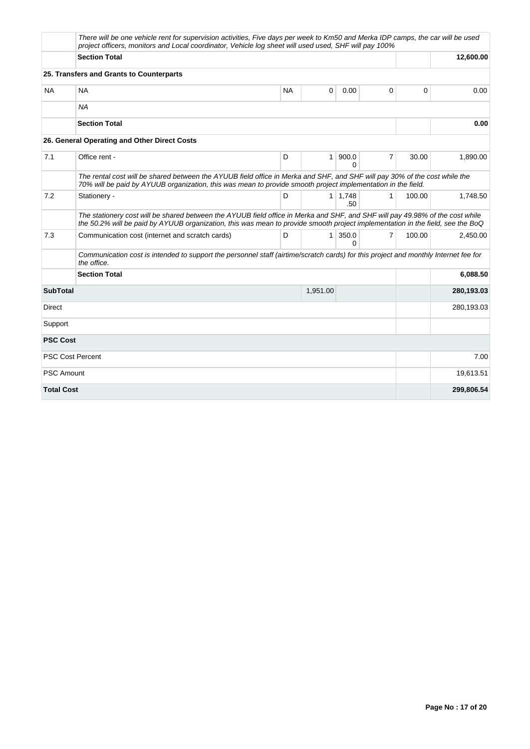| | | | | | | | |
|---|---|---|---|---|---|---|---|
| | *There will be one vehicle rent for supervision activities, Five days per week to Km50 and Merka IDP camps, the car will be used project officers, monitors and Local coordinator, Vehicle log sheet will used used, SHF will pay 100%* | | | | | | |
| | **Section Total** | | | | | | **12,600.00** |
| | **25. Transfers and Grants to Counterparts** | | | | | | |
| NA | NA | NA | 0 | 0.00 | 0 | 0 | 0.00 |
| | *NA* | | | | | | |
| | **Section Total** | | | | | | **0.00** |
| | **26. General Operating and Other Direct Costs** | | | | | | |
| 7.1 | Office rent - | D | 1 | 900.00 | 7 | 30.00 | 1,890.00 |
| | *The rental cost will be shared between the AYUUB field office in Merka and SHF, and SHF will pay 30% of the cost while the 70% will be paid by AYUUB organization, this was mean to provide smooth project implementation in the field.* | | | | | | |
| 7.2 | Stationery - | D | 1 | 1,748.50 | 1 | 100.00 | 1,748.50 |
| | *The stationery cost will be shared between the AYUUB field office in Merka and SHF, and SHF will pay 49.98% of the cost while the 50.2% will be paid by AYUUB organization, this was mean to provide smooth project implementation in the field, see the BoQ* | | | | | | |
| 7.3 | Communication cost (internet and scratch cards) | D | 1 | 350.00 | 7 | 100.00 | 2,450.00 |
| | *Communication cost is intended to support the personnel staff (airtime/scratch cards) for this project and monthly Internet fee for the office.* | | | | | | |
| | **Section Total** | | | | | | **6,088.50** |
| **SubTotal** | | | 1,951.00 | | | | **280,193.03** |
| Direct | | | | | | | 280,193.03 |
| Support | | | | | | | |
| **PSC Cost** | | | | | | | |
| PSC Cost Percent | | | | | | | 7.00 |
| PSC Amount | | | | | | | 19,613.51 |
| **Total Cost** | | | | | | | **299,806.54** |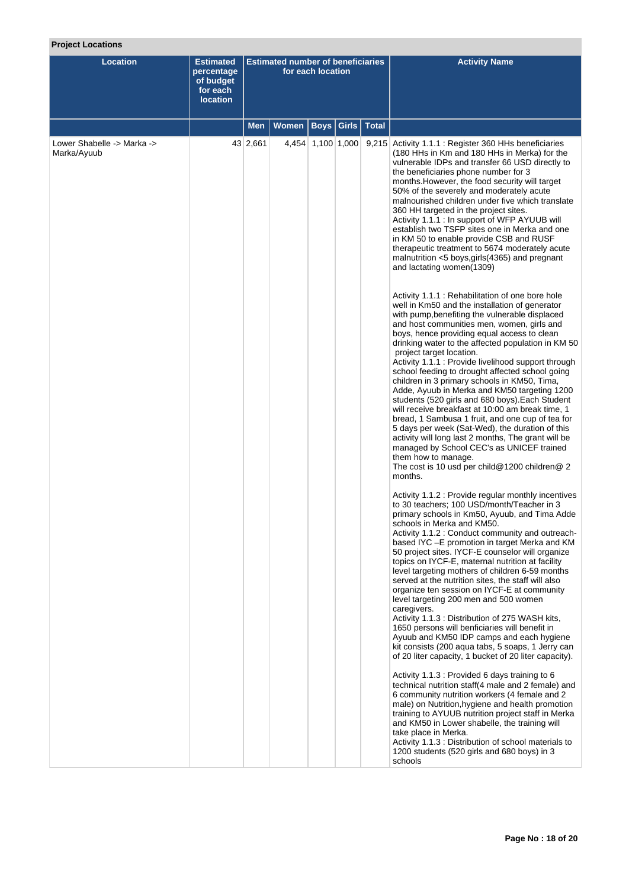**Project Locations**

| Location | Estimated percentage of budget for each location | Estimated number of beneficiaries for each location | | | | | Activity Name |
|---|---|---|---|---|---|---|---|
| | | Men | Women | Boys | Girls | Total | |
| Lower Shabelle -> Marka -> Marka/Ayuub | 43 | 2,661 | 4,454 | 1,100 | 1,000 | 9,215 | Activity 1.1.1 : Register 360 HHs beneficiaries (180 HHs in Km and 180 HHs in Merka) for the vulnerable IDPs and transfer 66 USD directly to the beneficiaries phone number for 3 months.However, the food security will target 50% of the severely and moderately acute malnourished children under five which translate 360 HH targeted in the project sites.<br>Activity 1.1.1 : In support of WFP AYUUB will establish two TSFP sites one in Merka and one in KM 50 to enable provide CSB and RUSF therapeutic treatment to 5674 moderately acute malnutrition <5 boys,girls(4365) and pregnant and lactating women(1309)<br><br>Activity 1.1.1 : Rehabilitation of one bore hole well in Km50 and the installation of generator with pump,benefiting the vulnerable displaced and host communities men, women, girls and boys, hence providing equal access to clean drinking water to the affected population in KM 50 project target location.<br>Activity 1.1.1 : Provide livelihood support through school feeding to drought affected school going children in 3 primary schools in KM50, Tima, Adde, Ayuub in Merka and KM50 targeting 1200 students (520 girls and 680 boys).Each Student will receive breakfast at 10:00 am break time, 1 bread, 1 Sambusa 1 fruit, and one cup of tea for 5 days per week (Sat-Wed), the duration of this activity will long last 2 months, The grant will be managed by School CEC's as UNICEF trained them how to manage.<br>The cost is 10 usd per child@1200 children@ 2 months.<br><br>Activity 1.1.2 : Provide regular monthly incentives to 30 teachers; 100 USD/month/Teacher in 3 primary schools in Km50, Ayuub, and Tima Adde schools in Merka and KM50.<br>Activity 1.1.2 : Conduct community and outreach-based IYC –E promotion in target Merka and KM 50 project sites. IYCF-E counselor will organize topics on IYCF-E, maternal nutrition at facility level targeting mothers of children 6-59 months served at the nutrition sites, the staff will also organize ten session on IYCF-E at community level targeting 200 men and 500 women caregivers.<br>Activity 1.1.3 : Distribution of 275 WASH kits, 1650 persons will benficiaries will benefit in Ayuub and KM50 IDP camps and each hygiene kit consists (200 aqua tabs, 5 soaps, 1 Jerry can of 20 liter capacity, 1 bucket of 20 liter capacity).<br><br>Activity 1.1.3 : Provided 6 days training to 6 technical nutrition staff(4 male and 2 female) and 6 community nutrition workers (4 female and 2 male) on Nutrition,hygiene and health promotion training to AYUUB nutrition project staff in Merka and KM50 in Lower shabelle, the training will take place in Merka.<br>Activity 1.1.3 : Distribution of school materials to 1200 students (520 girls and 680 boys) in 3 schools |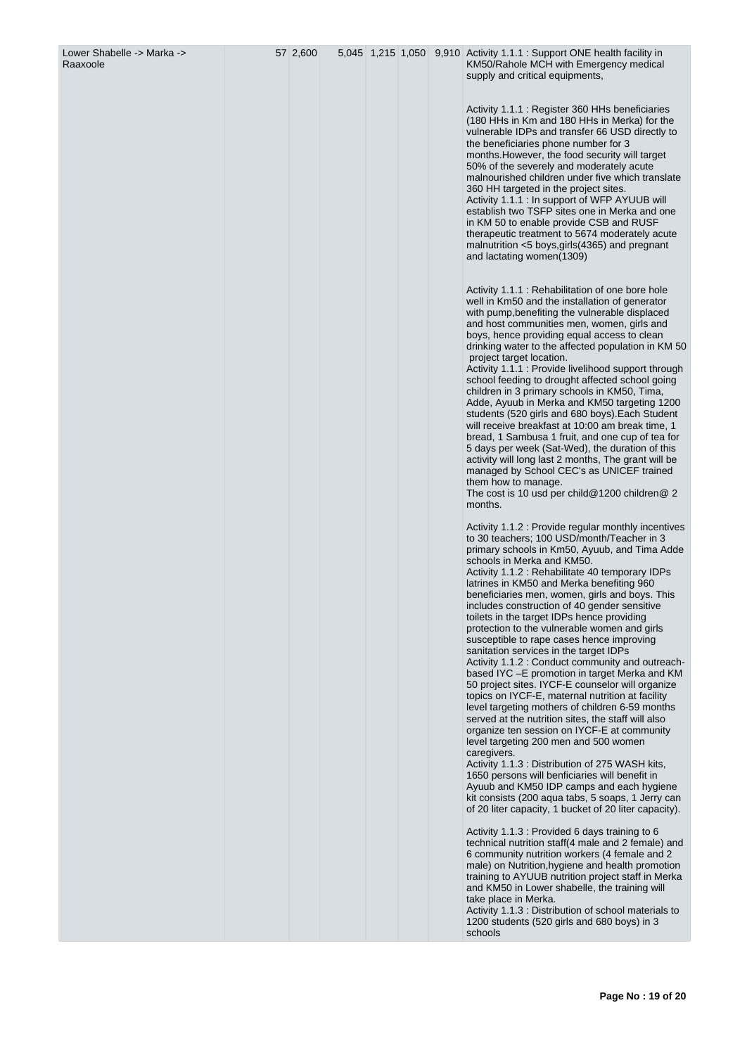| | | | | | | | | |
|---|---|---|---|---|---|---|---|---|
| Lower Shabelle -> Marka -> Raaxoole | | 57 | 2,600 | 5,045 | 1,215 | 1,050 | 9,910 | Activity 1.1.1 : Support ONE health facility in KM50/Rahole MCH with Emergency medical supply and critical equipments,<br><br>Activity 1.1.1 : Register 360 HHs beneficiaries (180 HHs in Km and 180 HHs in Merka) for the vulnerable IDPs and transfer 66 USD directly to the beneficiaries phone number for 3 months.However, the food security will target 50% of the severely and moderately acute malnourished children under five which translate 360 HH targeted in the project sites.<br>Activity 1.1.1 : In support of WFP AYUUB will establish two TSFP sites one in Merka and one in KM 50 to enable provide CSB and RUSF therapeutic treatment to 5674 moderately acute malnutrition <5 boys,girls(4365) and pregnant and lactating women(1309)<br><br>Activity 1.1.1 : Rehabilitation of one bore hole well in Km50 and the installation of generator with pump,benefiting the vulnerable displaced and host communities men, women, girls and boys, hence providing equal access to clean drinking water to the affected population in KM 50 project target location.<br>Activity 1.1.1 : Provide livelihood support through school feeding to drought affected school going children in 3 primary schools in KM50, Tima, Adde, Ayuub in Merka and KM50 targeting 1200 students (520 girls and 680 boys).Each Student will receive breakfast at 10:00 am break time, 1 bread, 1 Sambusa 1 fruit, and one cup of tea for 5 days per week (Sat-Wed), the duration of this activity will long last 2 months, The grant will be managed by School CEC's as UNICEF trained them how to manage.<br>The cost is 10 usd per child@1200 children@ 2 months.<br><br>Activity 1.1.2 : Provide regular monthly incentives to 30 teachers; 100 USD/month/Teacher in 3 primary schools in Km50, Ayuub, and Tima Adde schools in Merka and KM50.<br>Activity 1.1.2 : Rehabilitate 40 temporary IDPs latrines in KM50 and Merka benefiting 960 beneficiaries men, women, girls and boys. This includes construction of 40 gender sensitive toilets in the target IDPs hence providing protection to the vulnerable women and girls susceptible to rape cases hence improving sanitation services in the target IDPs<br>Activity 1.1.2 : Conduct community and outreach-based IYC –E promotion in target Merka and KM 50 project sites. IYCF-E counselor will organize topics on IYCF-E, maternal nutrition at facility level targeting mothers of children 6-59 months served at the nutrition sites, the staff will also organize ten session on IYCF-E at community level targeting 200 men and 500 women caregivers.<br>Activity 1.1.3 : Distribution of 275 WASH kits, 1650 persons will benficiaries will benefit in Ayuub and KM50 IDP camps and each hygiene kit consists (200 aqua tabs, 5 soaps, 1 Jerry can of 20 liter capacity, 1 bucket of 20 liter capacity).<br><br>Activity 1.1.3 : Provided 6 days training to 6 technical nutrition staff(4 male and 2 female) and 6 community nutrition workers (4 female and 2 male) on Nutrition,hygiene and health promotion training to AYUUB nutrition project staff in Merka and KM50 in Lower shabelle, the training will take place in Merka.<br>Activity 1.1.3 : Distribution of school materials to 1200 students (520 girls and 680 boys) in 3 schools |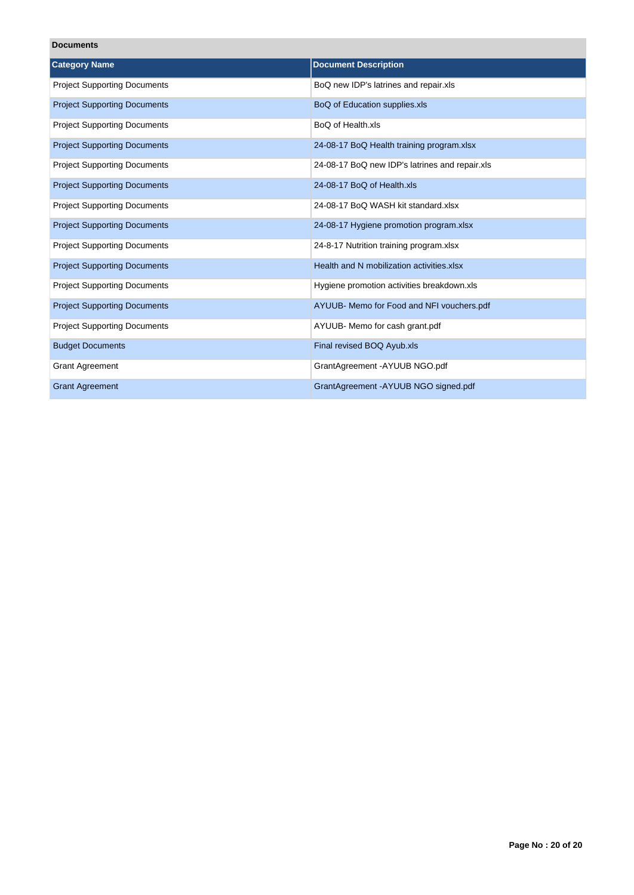**Documents**

| Category Name | Document Description |
| --- | --- |
| Project Supporting Documents | BoQ new IDP's latrines and repair.xls |
| Project Supporting Documents | BoQ of Education supplies.xls |
| Project Supporting Documents | BoQ of Health.xls |
| Project Supporting Documents | 24-08-17 BoQ Health training program.xlsx |
| Project Supporting Documents | 24-08-17 BoQ new IDP's latrines and repair.xls |
| Project Supporting Documents | 24-08-17 BoQ of Health.xls |
| Project Supporting Documents | 24-08-17 BoQ WASH kit standard.xlsx |
| Project Supporting Documents | 24-08-17 Hygiene promotion program.xlsx |
| Project Supporting Documents | 24-8-17 Nutrition training program.xlsx |
| Project Supporting Documents | Health and N mobilization activities.xlsx |
| Project Supporting Documents | Hygiene promotion activities breakdown.xls |
| Project Supporting Documents | AYUUB- Memo for Food and NFI vouchers.pdf |
| Project Supporting Documents | AYUUB- Memo for cash grant.pdf |
| Budget Documents | Final revised BOQ Ayub.xls |
| Grant Agreement | GrantAgreement -AYUUB NGO.pdf |
| Grant Agreement | GrantAgreement -AYUUB NGO signed.pdf |